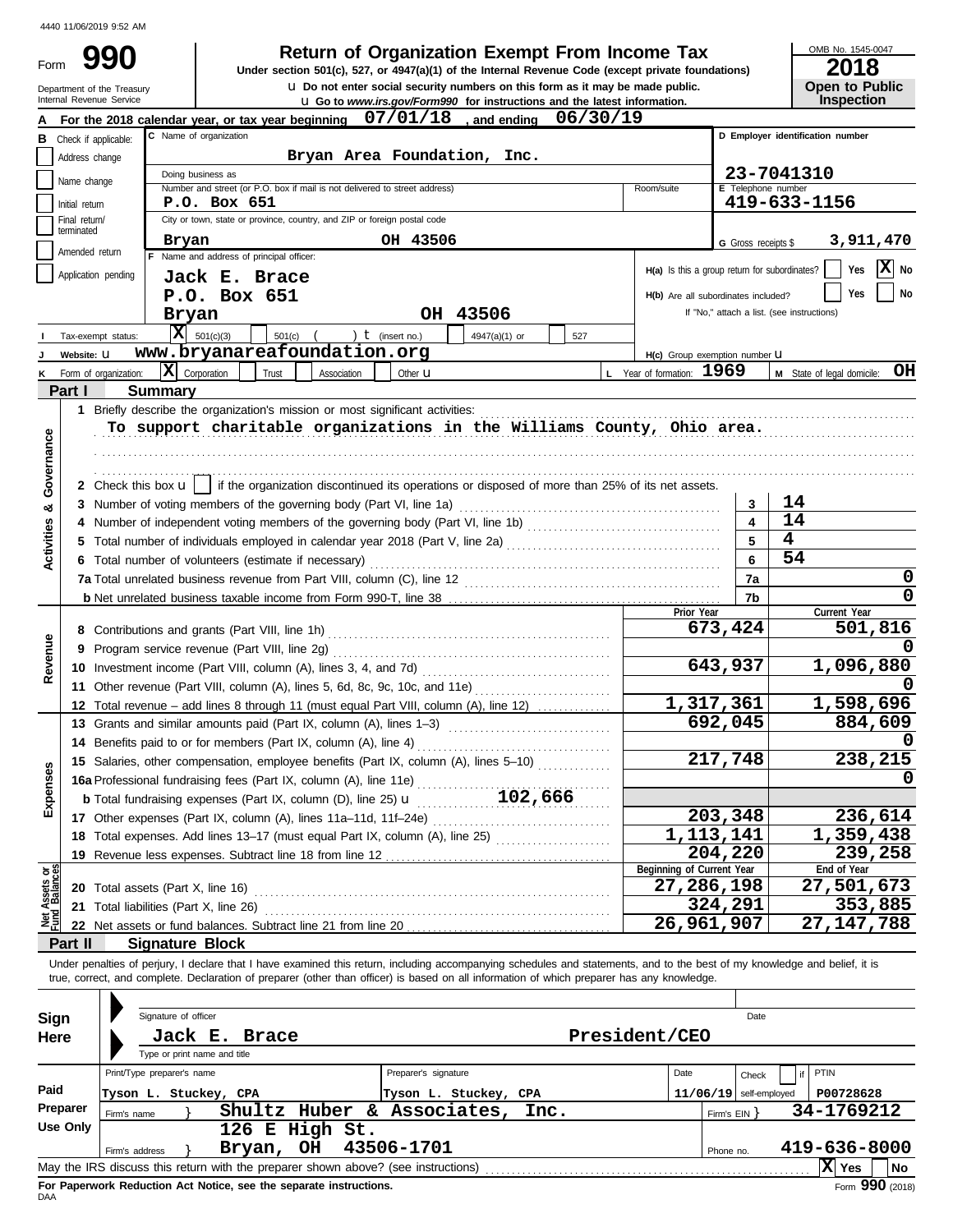4440 11/06/2019 9:52 AM

# Form 990 — Return of Organization Exempt From Income Tax

**Under section 501(c), 527, or 4947(a)(1) of the Internal Revenue Code (except private foundations)**

u Do not enter social security numbers on this form as it may be made public.

u Go to *www.irs.gov/Form990* for instructions and the latest information.

Department of the Treasury
Internal Revenue Service

OMB No. 1545-0047 | **2018** | **Open to Public Inspection**

**A** For the 2018 calendar year, or tax year beginning **07/01/18**, and ending **06/30/19**

**B** Check if applicable:
- [ ] Address change
- [ ] Name change
- [ ] Initial return
- [ ] Final return/terminated
- [ ] Amended return
- [ ] Application pending

**C** Name of organization: **Bryan Area Foundation, Inc.**

Doing business as:

Number and street (or P.O. box if mail is not delivered to street address): **P.O. Box 651** | Room/suite:

City or town, state or province, country, and ZIP or foreign postal code: **Bryan OH 43506**

**D** Employer identification number: **23-7041310**

**E** Telephone number: **419-633-1156**

**G** Gross receipts $ **3,911,470**

**F** Name and address of principal officer: **Jack E. Brace, P.O. Box 651, Bryan OH 43506**

**H(a)** Is this a group return for subordinates? [ ] Yes [X] No

**H(b)** Are all subordinates included? [ ] Yes [ ] No — If "No," attach a list. (see instructions)

**I** Tax-exempt status: [X] 501(c)(3) [ ] 501(c) ( ) t (insert no.) [ ] 4947(a)(1) or [ ] 527

**J** Website: u **www.bryanareafoundation.org**

**H(c)** Group exemption number u

**K** Form of organization: [X] Corporation [ ] Trust [ ] Association [ ] Other u

**L** Year of formation: **1969**

**M** State of legal domicile: **OH**

## Part I Summary

**Activities & Governance**

1 Briefly describe the organization's mission or most significant activities:
**To support charitable organizations in the Williams County, Ohio area.**

2 Check this box u [ ] if the organization discontinued its operations or disposed of more than 25% of its net assets.

| | | | |
|---|---|---|---|
| 3 | Number of voting members of the governing body (Part VI, line 1a) | 3 | 14 |
| 4 | Number of independent voting members of the governing body (Part VI, line 1b) | 4 | 14 |
| 5 | Total number of individuals employed in calendar year 2018 (Part V, line 2a) | 5 | 4 |
| 6 | Total number of volunteers (estimate if necessary) | 6 | 54 |
| 7a | Total unrelated business revenue from Part VIII, column (C), line 12 | 7a | 0 |
| b | Net unrelated business taxable income from Form 990-T, line 38 | 7b | 0 |

| | | Prior Year | Current Year |
|---|---|---|---|
| **Revenue** | | | |
| 8 | Contributions and grants (Part VIII, line 1h) | 673,424 | 501,816 |
| 9 | Program service revenue (Part VIII, line 2g) | | 0 |
| 10 | Investment income (Part VIII, column (A), lines 3, 4, and 7d) | 643,937 | 1,096,880 |
| 11 | Other revenue (Part VIII, column (A), lines 5, 6d, 8c, 9c, 10c, and 11e) | | 0 |
| 12 | Total revenue – add lines 8 through 11 (must equal Part VIII, column (A), line 12) | 1,317,361 | 1,598,696 |
| **Expenses** | | | |
| 13 | Grants and similar amounts paid (Part IX, column (A), lines 1–3) | 692,045 | 884,609 |
| 14 | Benefits paid to or for members (Part IX, column (A), line 4) | | 0 |
| 15 | Salaries, other compensation, employee benefits (Part IX, column (A), lines 5–10) | 217,748 | 238,215 |
| 16a | Professional fundraising fees (Part IX, column (A), line 11e) | | 0 |
| b | Total fundraising expenses (Part IX, column (D), line 25) u 102,666 | | |
| 17 | Other expenses (Part IX, column (A), lines 11a–11d, 11f–24e) | 203,348 | 236,614 |
| 18 | Total expenses. Add lines 13–17 (must equal Part IX, column (A), line 25) | 1,113,141 | 1,359,438 |
| 19 | Revenue less expenses. Subtract line 18 from line 12 | 204,220 | 239,258 |
| **Net Assets or Fund Balances** | | **Beginning of Current Year** | **End of Year** |
| 20 | Total assets (Part X, line 16) | 27,286,198 | 27,501,673 |
| 21 | Total liabilities (Part X, line 26) | 324,291 | 353,885 |
| 22 | Net assets or fund balances. Subtract line 21 from line 20 | 26,961,907 | 27,147,788 |

## Part II Signature Block

Under penalties of perjury, I declare that I have examined this return, including accompanying schedules and statements, and to the best of my knowledge and belief, it is true, correct, and complete. Declaration of preparer (other than officer) is based on all information of which preparer has any knowledge.

**Sign Here**

Signature of officer | Date

**Jack E. Brace President/CEO**
Type or print name and title

**Paid Preparer Use Only**

| Print/Type preparer's name | Preparer's signature | Date | Check [ ] if self-employed | PTIN |
|---|---|---|---|---|
| Tyson L. Stuckey, CPA | Tyson L. Stuckey, CPA | 11/06/19 | | P00728628 |

Firm's name } **Shultz Huber & Associates, Inc.** | Firm's EIN } **34-1769212**

Firm's address } **126 E High St. Bryan, OH 43506-1701** | Phone no. **419-636-8000**

May the IRS discuss this return with the preparer shown above? (see instructions) [X] Yes [ ] No

**For Paperwork Reduction Act Notice, see the separate instructions.**

DAA

Form **990** (2018)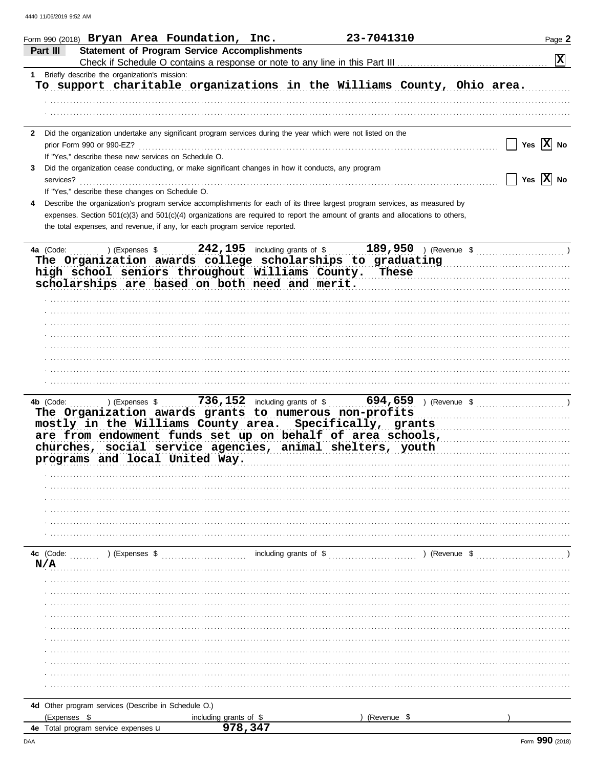Form 990 (2018) **Bryan Area Foundation, Inc.** **23-7041310**

## Part III Statement of Program Service Accomplishments

Check if Schedule O contains a response or note to any line in this Part III ..... [X]

**1** Briefly describe the organization's mission:

To support charitable organizations in the Williams County, Ohio area.

**2** Did the organization undertake any significant program services during the year which were not listed on the prior Form 990 or 990-EZ? ..... [ ] Yes [X] No

If "Yes," describe these new services on Schedule O.

**3** Did the organization cease conducting, or make significant changes in how it conducts, any program services? ..... [ ] Yes [X] No

If "Yes," describe these changes on Schedule O.

**4** Describe the organization's program service accomplishments for each of its three largest program services, as measured by expenses. Section 501(c)(3) and 501(c)(4) organizations are required to report the amount of grants and allocations to others, the total expenses, and revenue, if any, for each program service reported.

**4a** (Code: ) (Expenses $ 242,195 including grants of $ 189,950 ) (Revenue $ )

The Organization awards college scholarships to graduating high school seniors throughout Williams County. These scholarships are based on both need and merit.

**4b** (Code: ) (Expenses $ 736,152 including grants of $ 694,659 ) (Revenue $ )

The Organization awards grants to numerous non-profits mostly in the Williams County area. Specifically, grants are from endowment funds set up on behalf of area schools, churches, social service agencies, animal shelters, youth programs and local United Way.

**4c** (Code: ) (Expenses $ including grants of $ ) (Revenue $ )

N/A

**4d** Other program services (Describe in Schedule O.)

(Expenses $ including grants of $ ) (Revenue $ )

**4e** Total program service expenses ▸ 978,347

Form **990** (2018)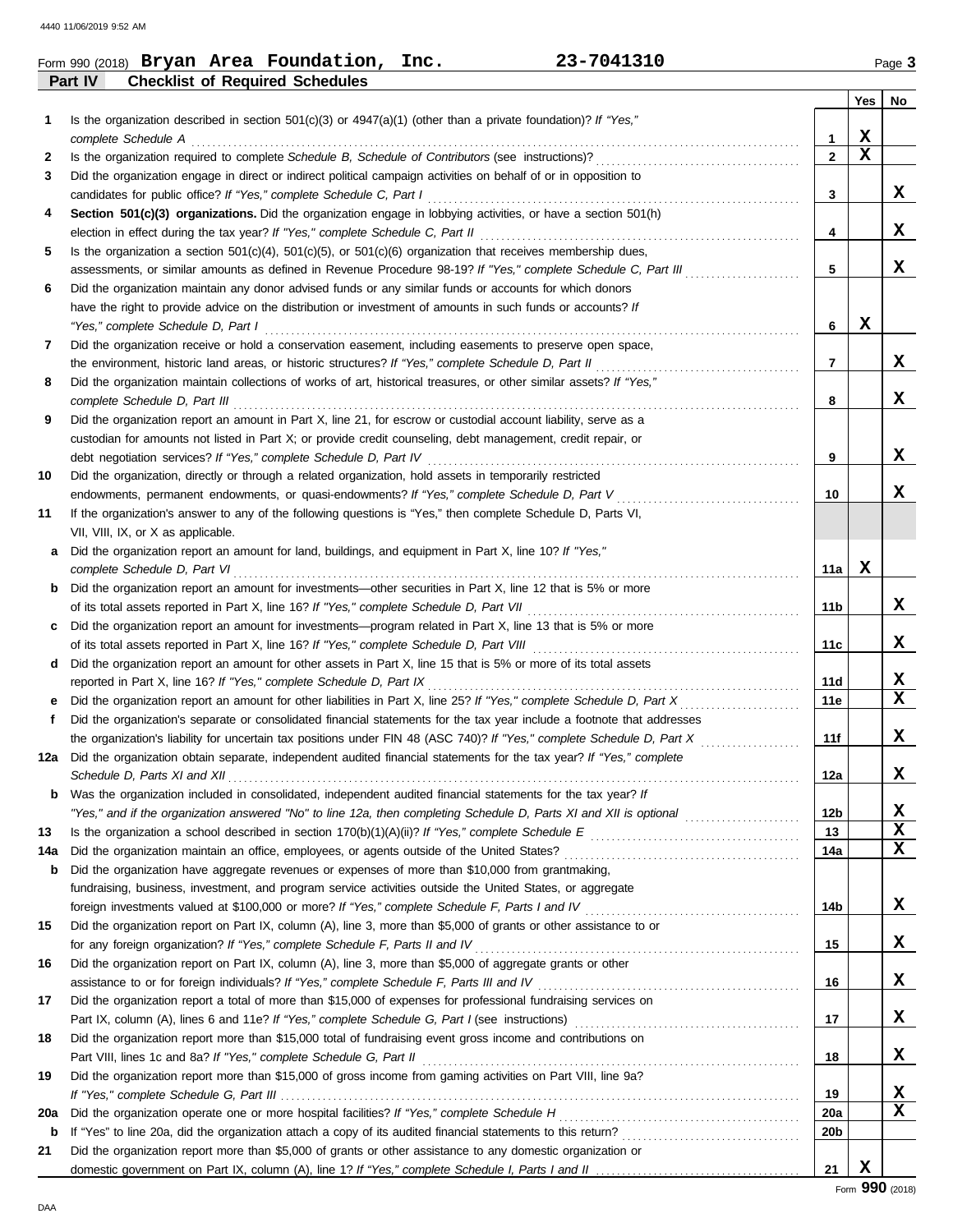Form 990 (2018) **Bryan Area Foundation, Inc.** **23-7041310** Page **3**

## Part IV Checklist of Required Schedules

| | | | Yes | No |
|---|---|---|---|---|
| **1** | Is the organization described in section 501(c)(3) or 4947(a)(1) (other than a private foundation)? *If "Yes," complete Schedule A* | **1** | X | |
| **2** | Is the organization required to complete *Schedule B, Schedule of Contributors* (see instructions)? | **2** | X | |
| **3** | Did the organization engage in direct or indirect political campaign activities on behalf of or in opposition to candidates for public office? *If "Yes," complete Schedule C, Part I* | **3** | | X |
| **4** | **Section 501(c)(3) organizations.** Did the organization engage in lobbying activities, or have a section 501(h) election in effect during the tax year? *If "Yes," complete Schedule C, Part II* | **4** | | X |
| **5** | Is the organization a section 501(c)(4), 501(c)(5), or 501(c)(6) organization that receives membership dues, assessments, or similar amounts as defined in Revenue Procedure 98-19? *If "Yes," complete Schedule C, Part III* | **5** | | X |
| **6** | Did the organization maintain any donor advised funds or any similar funds or accounts for which donors have the right to provide advice on the distribution or investment of amounts in such funds or accounts? *If "Yes," complete Schedule D, Part I* | **6** | X | |
| **7** | Did the organization receive or hold a conservation easement, including easements to preserve open space, the environment, historic land areas, or historic structures? *If "Yes," complete Schedule D, Part II* | **7** | | X |
| **8** | Did the organization maintain collections of works of art, historical treasures, or other similar assets? *If "Yes," complete Schedule D, Part III* | **8** | | X |
| **9** | Did the organization report an amount in Part X, line 21, for escrow or custodial account liability, serve as a custodian for amounts not listed in Part X; or provide credit counseling, debt management, credit repair, or debt negotiation services? *If "Yes," complete Schedule D, Part IV* | **9** | | X |
| **10** | Did the organization, directly or through a related organization, hold assets in temporarily restricted endowments, permanent endowments, or quasi-endowments? *If "Yes," complete Schedule D, Part V* | **10** | | X |
| **11** | If the organization's answer to any of the following questions is "Yes," then complete Schedule D, Parts VI, VII, VIII, IX, or X as applicable. | | | |
| **a** | Did the organization report an amount for land, buildings, and equipment in Part X, line 10? *If "Yes," complete Schedule D, Part VI* | **11a** | X | |
| **b** | Did the organization report an amount for investments—other securities in Part X, line 12 that is 5% or more of its total assets reported in Part X, line 16? *If "Yes," complete Schedule D, Part VII* | **11b** | | X |
| **c** | Did the organization report an amount for investments—program related in Part X, line 13 that is 5% or more of its total assets reported in Part X, line 16? *If "Yes," complete Schedule D, Part VIII* | **11c** | | X |
| **d** | Did the organization report an amount for other assets in Part X, line 15 that is 5% or more of its total assets reported in Part X, line 16? *If "Yes," complete Schedule D, Part IX* | **11d** | | X |
| **e** | Did the organization report an amount for other liabilities in Part X, line 25? *If "Yes," complete Schedule D, Part X* | **11e** | | X |
| **f** | Did the organization's separate or consolidated financial statements for the tax year include a footnote that addresses the organization's liability for uncertain tax positions under FIN 48 (ASC 740)? *If "Yes," complete Schedule D, Part X* | **11f** | | X |
| **12a** | Did the organization obtain separate, independent audited financial statements for the tax year? *If "Yes," complete Schedule D, Parts XI and XII* | **12a** | | X |
| **b** | Was the organization included in consolidated, independent audited financial statements for the tax year? *If "Yes," and if the organization answered "No" to line 12a, then completing Schedule D, Parts XI and XII is optional* | **12b** | | X |
| **13** | Is the organization a school described in section 170(b)(1)(A)(ii)? *If "Yes," complete Schedule E* | **13** | | X |
| **14a** | Did the organization maintain an office, employees, or agents outside of the United States? | **14a** | | X |
| **b** | Did the organization have aggregate revenues or expenses of more than $10,000 from grantmaking, fundraising, business, investment, and program service activities outside the United States, or aggregate foreign investments valued at $100,000 or more? *If "Yes," complete Schedule F, Parts I and IV* | **14b** | | X |
| **15** | Did the organization report on Part IX, column (A), line 3, more than $5,000 of grants or other assistance to or for any foreign organization? *If "Yes," complete Schedule F, Parts II and IV* | **15** | | X |
| **16** | Did the organization report on Part IX, column (A), line 3, more than $5,000 of aggregate grants or other assistance to or for foreign individuals? *If "Yes," complete Schedule F, Parts III and IV* | **16** | | X |
| **17** | Did the organization report a total of more than $15,000 of expenses for professional fundraising services on Part IX, column (A), lines 6 and 11e? *If "Yes," complete Schedule G, Part I* (see instructions) | **17** | | X |
| **18** | Did the organization report more than $15,000 total of fundraising event gross income and contributions on Part VIII, lines 1c and 8a? *If "Yes," complete Schedule G, Part II* | **18** | | X |
| **19** | Did the organization report more than $15,000 of gross income from gaming activities on Part VIII, line 9a? *If "Yes," complete Schedule G, Part III* | **19** | | X |
| **20a** | Did the organization operate one or more hospital facilities? *If "Yes," complete Schedule H* | **20a** | | X |
| **b** | If "Yes" to line 20a, did the organization attach a copy of its audited financial statements to this return? | **20b** | | |
| **21** | Did the organization report more than $5,000 of grants or other assistance to any domestic organization or domestic government on Part IX, column (A), line 1? *If "Yes," complete Schedule I, Parts I and II* | **21** | X | |

Form **990** (2018)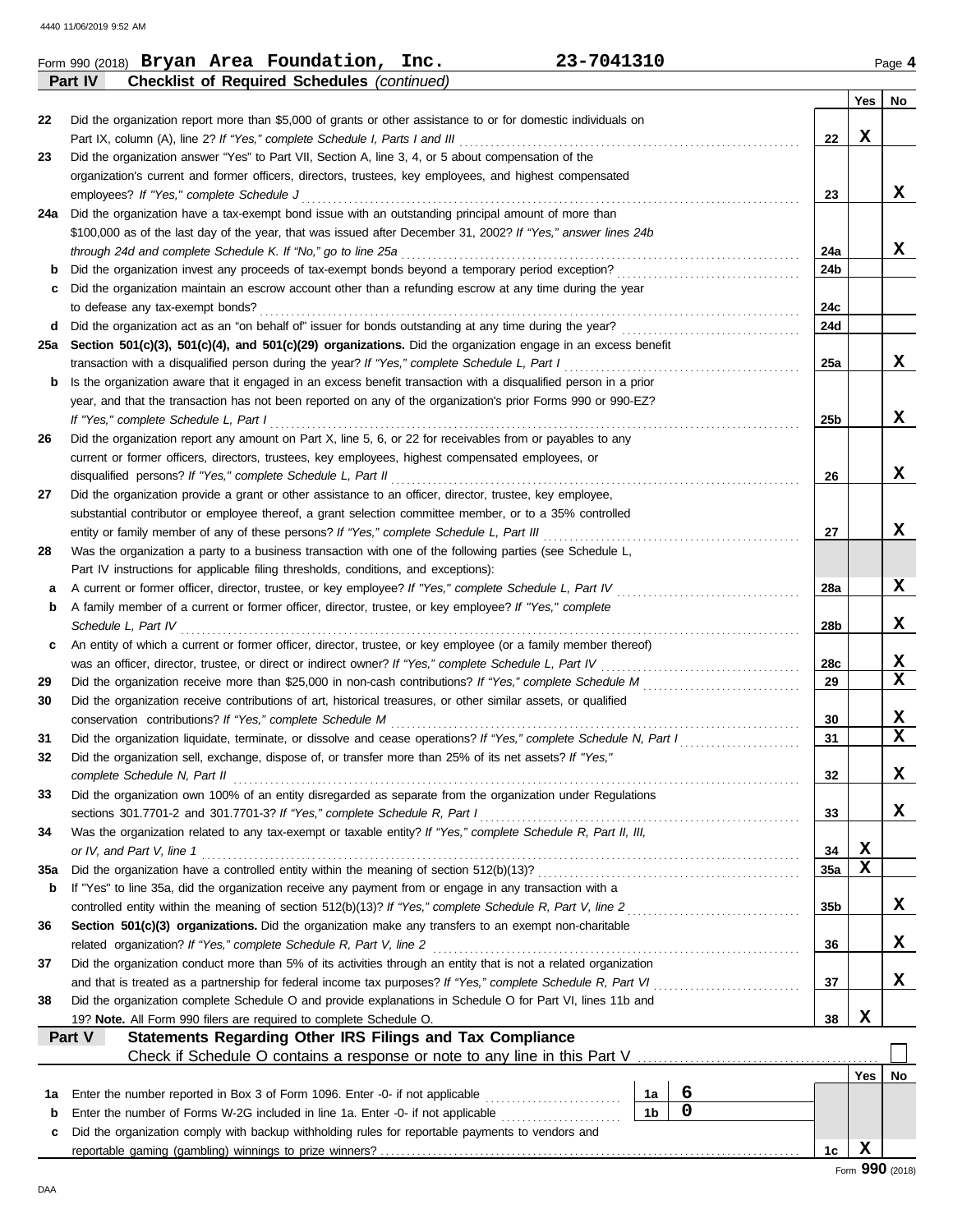Form 990 (2018) **Bryan Area Foundation, Inc.** **23-7041310** Page **4**

**Part IV Checklist of Required Schedules** *(continued)*

| | | | Yes | No |
|---|---|---|---|---|
| 22 | Did the organization report more than $5,000 of grants or other assistance to or for domestic individuals on Part IX, column (A), line 2? *If "Yes," complete Schedule I, Parts I and III* | 22 | X | |
| 23 | Did the organization answer "Yes" to Part VII, Section A, line 3, 4, or 5 about compensation of the organization's current and former officers, directors, trustees, key employees, and highest compensated employees? *If "Yes," complete Schedule J* | 23 | | X |
| 24a | Did the organization have a tax-exempt bond issue with an outstanding principal amount of more than $100,000 as of the last day of the year, that was issued after December 31, 2002? *If "Yes," answer lines 24b through 24d and complete Schedule K. If "No," go to line 25a* | 24a | | X |
| b | Did the organization invest any proceeds of tax-exempt bonds beyond a temporary period exception? | 24b | | |
| c | Did the organization maintain an escrow account other than a refunding escrow at any time during the year to defease any tax-exempt bonds? | 24c | | |
| d | Did the organization act as an "on behalf of" issuer for bonds outstanding at any time during the year? | 24d | | |
| 25a | **Section 501(c)(3), 501(c)(4), and 501(c)(29) organizations.** Did the organization engage in an excess benefit transaction with a disqualified person during the year? *If "Yes," complete Schedule L, Part I* | 25a | | X |
| b | Is the organization aware that it engaged in an excess benefit transaction with a disqualified person in a prior year, and that the transaction has not been reported on any of the organization's prior Forms 990 or 990-EZ? *If "Yes," complete Schedule L, Part I* | 25b | | X |
| 26 | Did the organization report any amount on Part X, line 5, 6, or 22 for receivables from or payables to any current or former officers, directors, trustees, key employees, highest compensated employees, or disqualified persons? *If "Yes," complete Schedule L, Part II* | 26 | | X |
| 27 | Did the organization provide a grant or other assistance to an officer, director, trustee, key employee, substantial contributor or employee thereof, a grant selection committee member, or to a 35% controlled entity or family member of any of these persons? *If "Yes," complete Schedule L, Part III* | 27 | | X |
| 28 | Was the organization a party to a business transaction with one of the following parties (see Schedule L, Part IV instructions for applicable filing thresholds, conditions, and exceptions): | | | |
| a | A current or former officer, director, trustee, or key employee? *If "Yes," complete Schedule L, Part IV* | 28a | | X |
| b | A family member of a current or former officer, director, trustee, or key employee? *If "Yes," complete Schedule L, Part IV* | 28b | | X |
| c | An entity of which a current or former officer, director, trustee, or key employee (or a family member thereof) was an officer, director, trustee, or direct or indirect owner? *If "Yes," complete Schedule L, Part IV* | 28c | | X |
| 29 | Did the organization receive more than $25,000 in non-cash contributions? *If "Yes," complete Schedule M* | 29 | | X |
| 30 | Did the organization receive contributions of art, historical treasures, or other similar assets, or qualified conservation contributions? *If "Yes," complete Schedule M* | 30 | | X |
| 31 | Did the organization liquidate, terminate, or dissolve and cease operations? *If "Yes," complete Schedule N, Part I* | 31 | | X |
| 32 | Did the organization sell, exchange, dispose of, or transfer more than 25% of its net assets? *If "Yes," complete Schedule N, Part II* | 32 | | X |
| 33 | Did the organization own 100% of an entity disregarded as separate from the organization under Regulations sections 301.7701-2 and 301.7701-3? *If "Yes," complete Schedule R, Part I* | 33 | | X |
| 34 | Was the organization related to any tax-exempt or taxable entity? *If "Yes," complete Schedule R, Part II, III, or IV, and Part V, line 1* | 34 | X | |
| 35a | Did the organization have a controlled entity within the meaning of section 512(b)(13)? | 35a | X | |
| b | If "Yes" to line 35a, did the organization receive any payment from or engage in any transaction with a controlled entity within the meaning of section 512(b)(13)? *If "Yes," complete Schedule R, Part V, line 2* | 35b | | X |
| 36 | **Section 501(c)(3) organizations.** Did the organization make any transfers to an exempt non-charitable related organization? *If "Yes," complete Schedule R, Part V, line 2* | 36 | | X |
| 37 | Did the organization conduct more than 5% of its activities through an entity that is not a related organization and that is treated as a partnership for federal income tax purposes? *If "Yes," complete Schedule R, Part VI* | 37 | | X |
| 38 | Did the organization complete Schedule O and provide explanations in Schedule O for Part VI, lines 11b and 19? **Note.** All Form 990 filers are required to complete Schedule O. | 38 | X | |

**Part V Statements Regarding Other IRS Filings and Tax Compliance**

Check if Schedule O contains a response or note to any line in this Part V ☐

| | | | | | Yes | No |
|---|---|---|---|---|---|---|
| 1a | Enter the number reported in Box 3 of Form 1096. Enter -0- if not applicable | 1a | 6 | | | |
| b | Enter the number of Forms W-2G included in line 1a. Enter -0- if not applicable | 1b | 0 | | | |
| c | Did the organization comply with backup withholding rules for reportable payments to vendors and reportable gaming (gambling) winnings to prize winners? | | | 1c | X | |

Form **990** (2018)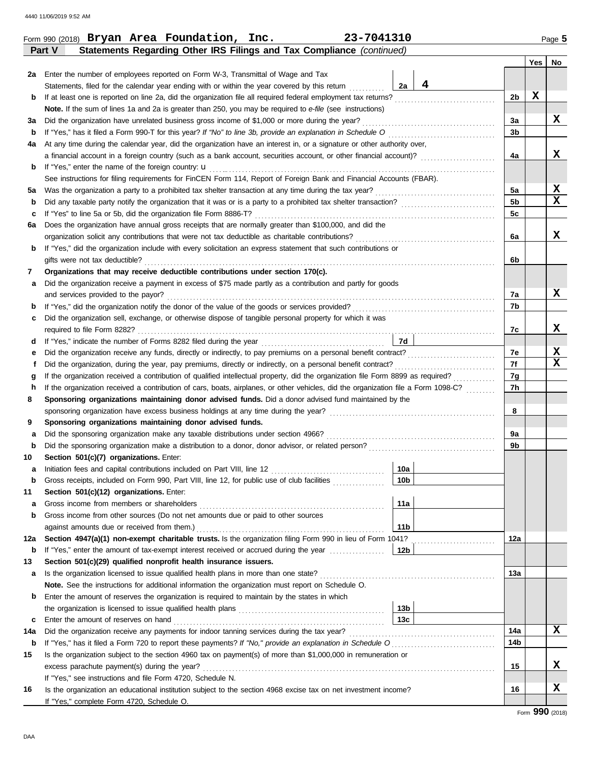Form 990 (2018) **Bryan Area Foundation, Inc.** **23-7041310** Page **5**

## Part V Statements Regarding Other IRS Filings and Tax Compliance *(continued)*

| | | | | | Yes | No |
|---|---|---|---|---|---|---|
| **2a** | Enter the number of employees reported on Form W-3, Transmittal of Wage and Tax Statements, filed for the calendar year ending with or within the year covered by this return | 2a | 4 | | | |
| **b** | If at least one is reported on line 2a, did the organization file all required federal employment tax returns? | | | 2b | X | |
| | **Note.** If the sum of lines 1a and 2a is greater than 250, you may be required to *e-file* (see instructions) | | | | | |
| **3a** | Did the organization have unrelated business gross income of $1,000 or more during the year? | | | 3a | | X |
| **b** | If "Yes," has it filed a Form 990-T for this year? *If "No" to line 3b, provide an explanation in Schedule O* | | | 3b | | |
| **4a** | At any time during the calendar year, did the organization have an interest in, or a signature or other authority over, a financial account in a foreign country (such as a bank account, securities account, or other financial account)? | | | 4a | | X |
| **b** | If "Yes," enter the name of the foreign country: u | | | | | |
| | See instructions for filing requirements for FinCEN Form 114, Report of Foreign Bank and Financial Accounts (FBAR). | | | | | |
| **5a** | Was the organization a party to a prohibited tax shelter transaction at any time during the tax year? | | | 5a | | X |
| **b** | Did any taxable party notify the organization that it was or is a party to a prohibited tax shelter transaction? | | | 5b | | X |
| **c** | If "Yes" to line 5a or 5b, did the organization file Form 8886-T? | | | 5c | | |
| **6a** | Does the organization have annual gross receipts that are normally greater than $100,000, and did the organization solicit any contributions that were not tax deductible as charitable contributions? | | | 6a | | X |
| **b** | If "Yes," did the organization include with every solicitation an express statement that such contributions or gifts were not tax deductible? | | | 6b | | |
| **7** | **Organizations that may receive deductible contributions under section 170(c).** | | | | | |
| **a** | Did the organization receive a payment in excess of $75 made partly as a contribution and partly for goods and services provided to the payor? | | | 7a | | X |
| **b** | If "Yes," did the organization notify the donor of the value of the goods or services provided? | | | 7b | | |
| **c** | Did the organization sell, exchange, or otherwise dispose of tangible personal property for which it was required to file Form 8282? | | | 7c | | X |
| **d** | If "Yes," indicate the number of Forms 8282 filed during the year | 7d | | | | |
| **e** | Did the organization receive any funds, directly or indirectly, to pay premiums on a personal benefit contract? | | | 7e | | X |
| **f** | Did the organization, during the year, pay premiums, directly or indirectly, on a personal benefit contract? | | | 7f | | X |
| **g** | If the organization received a contribution of qualified intellectual property, did the organization file Form 8899 as required? | | | 7g | | |
| **h** | If the organization received a contribution of cars, boats, airplanes, or other vehicles, did the organization file a Form 1098-C? | | | 7h | | |
| **8** | **Sponsoring organizations maintaining donor advised funds.** Did a donor advised fund maintained by the sponsoring organization have excess business holdings at any time during the year? | | | 8 | | |
| **9** | **Sponsoring organizations maintaining donor advised funds.** | | | | | |
| **a** | Did the sponsoring organization make any taxable distributions under section 4966? | | | 9a | | |
| **b** | Did the sponsoring organization make a distribution to a donor, donor advisor, or related person? | | | 9b | | |
| **10** | **Section 501(c)(7) organizations.** Enter: | | | | | |
| **a** | Initiation fees and capital contributions included on Part VIII, line 12 | 10a | | | | |
| **b** | Gross receipts, included on Form 990, Part VIII, line 12, for public use of club facilities | 10b | | | | |
| **11** | **Section 501(c)(12) organizations.** Enter: | | | | | |
| **a** | Gross income from members or shareholders | 11a | | | | |
| **b** | Gross income from other sources (Do not net amounts due or paid to other sources against amounts due or received from them.) | 11b | | | | |
| **12a** | **Section 4947(a)(1) non-exempt charitable trusts.** Is the organization filing Form 990 in lieu of Form 1041? | | | 12a | | |
| **b** | If "Yes," enter the amount of tax-exempt interest received or accrued during the year | 12b | | | | |
| **13** | **Section 501(c)(29) qualified nonprofit health insurance issuers.** | | | | | |
| **a** | Is the organization licensed to issue qualified health plans in more than one state? | | | 13a | | |
| | **Note.** See the instructions for additional information the organization must report on Schedule O. | | | | | |
| **b** | Enter the amount of reserves the organization is required to maintain by the states in which the organization is licensed to issue qualified health plans | 13b | | | | |
| **c** | Enter the amount of reserves on hand | 13c | | | | |
| **14a** | Did the organization receive any payments for indoor tanning services during the tax year? | | | 14a | | X |
| **b** | If "Yes," has it filed a Form 720 to report these payments? *If "No," provide an explanation in Schedule O* | | | 14b | | |
| **15** | Is the organization subject to the section 4960 tax on payment(s) of more than $1,000,000 in remuneration or excess parachute payment(s) during the year? | | | 15 | | X |
| | If "Yes," see instructions and file Form 4720, Schedule N. | | | | | |
| **16** | Is the organization an educational institution subject to the section 4968 excise tax on net investment income? | | | 16 | | X |
| | If "Yes," complete Form 4720, Schedule O. | | | | | |

Form **990** (2018)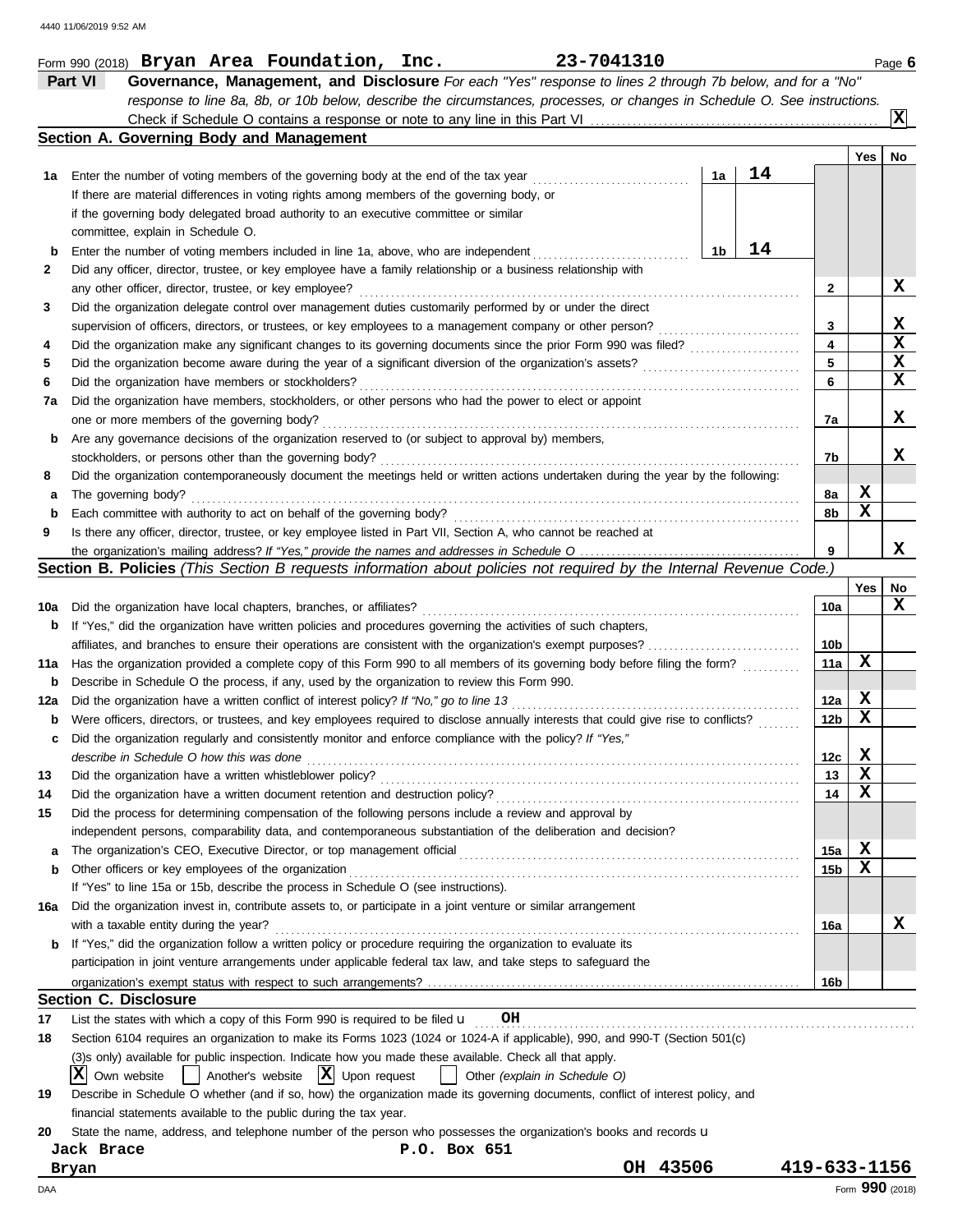Form 990 (2018) **Bryan Area Foundation, Inc.** **23-7041310** Page **6**

## Part VI Governance, Management, and Disclosure

*For each "Yes" response to lines 2 through 7b below, and for a "No" response to line 8a, 8b, or 10b below, describe the circumstances, processes, or changes in Schedule O. See instructions.*

Check if Schedule O contains a response or note to any line in this Part VI .......... [X]

### Section A. Governing Body and Management

| | | | | Line | Yes | No |
|---|---|---|---|---|---|---|
| **1a** | Enter the number of voting members of the governing body at the end of the tax year. If there are material differences in voting rights among members of the governing body, or if the governing body delegated broad authority to an executive committee or similar committee, explain in Schedule O. | 1a | 14 | | | |
| **b** | Enter the number of voting members included in line 1a, above, who are independent | 1b | 14 | | | |
| **2** | Did any officer, director, trustee, or key employee have a family relationship or a business relationship with any other officer, director, trustee, or key employee? | | | 2 | | X |
| **3** | Did the organization delegate control over management duties customarily performed by or under the direct supervision of officers, directors, or trustees, or key employees to a management company or other person? | | | 3 | | X |
| **4** | Did the organization make any significant changes to its governing documents since the prior Form 990 was filed? | | | 4 | | X |
| **5** | Did the organization become aware during the year of a significant diversion of the organization's assets? | | | 5 | | X |
| **6** | Did the organization have members or stockholders? | | | 6 | | X |
| **7a** | Did the organization have members, stockholders, or other persons who had the power to elect or appoint one or more members of the governing body? | | | 7a | | X |
| **b** | Are any governance decisions of the organization reserved to (or subject to approval by) members, stockholders, or persons other than the governing body? | | | 7b | | X |
| **8** | Did the organization contemporaneously document the meetings held or written actions undertaken during the year by the following: | | | | | |
| **a** | The governing body? | | | 8a | X | |
| **b** | Each committee with authority to act on behalf of the governing body? | | | 8b | X | |
| **9** | Is there any officer, director, trustee, or key employee listed in Part VII, Section A, who cannot be reached at the organization's mailing address? *If "Yes," provide the names and addresses in Schedule O* | | | 9 | | X |

### Section B. Policies *(This Section B requests information about policies not required by the Internal Revenue Code.)*

| | | Line | Yes | No |
|---|---|---|---|---|
| **10a** | Did the organization have local chapters, branches, or affiliates? | 10a | | X |
| **b** | If "Yes," did the organization have written policies and procedures governing the activities of such chapters, affiliates, and branches to ensure their operations are consistent with the organization's exempt purposes? | 10b | | |
| **11a** | Has the organization provided a complete copy of this Form 990 to all members of its governing body before filing the form? | 11a | X | |
| **b** | Describe in Schedule O the process, if any, used by the organization to review this Form 990. | | | |
| **12a** | Did the organization have a written conflict of interest policy? *If "No," go to line 13* | 12a | X | |
| **b** | Were officers, directors, or trustees, and key employees required to disclose annually interests that could give rise to conflicts? | 12b | X | |
| **c** | Did the organization regularly and consistently monitor and enforce compliance with the policy? *If "Yes," describe in Schedule O how this was done* | 12c | X | |
| **13** | Did the organization have a written whistleblower policy? | 13 | X | |
| **14** | Did the organization have a written document retention and destruction policy? | 14 | X | |
| **15** | Did the process for determining compensation of the following persons include a review and approval by independent persons, comparability data, and contemporaneous substantiation of the deliberation and decision? | | | |
| **a** | The organization's CEO, Executive Director, or top management official | 15a | X | |
| **b** | Other officers or key employees of the organization | 15b | X | |
| | If "Yes" to line 15a or 15b, describe the process in Schedule O (see instructions). | | | |
| **16a** | Did the organization invest in, contribute assets to, or participate in a joint venture or similar arrangement with a taxable entity during the year? | 16a | | X |
| **b** | If "Yes," did the organization follow a written policy or procedure requiring the organization to evaluate its participation in joint venture arrangements under applicable federal tax law, and take steps to safeguard the organization's exempt status with respect to such arrangements? | 16b | | |

### Section C. Disclosure

**17** List the states with which a copy of this Form 990 is required to be filed u **OH**

**18** Section 6104 requires an organization to make its Forms 1023 (1024 or 1024-A if applicable), 990, and 990-T (Section 501(c)(3)s only) available for public inspection. Indicate how you made these available. Check all that apply.

[X] Own website [ ] Another's website [X] Upon request [ ] Other *(explain in Schedule O)*

**19** Describe in Schedule O whether (and if so, how) the organization made its governing documents, conflict of interest policy, and financial statements available to the public during the tax year.

**20** State the name, address, and telephone number of the person who possesses the organization's books and records u

**Jack Brace** **P.O. Box 651**
**Bryan** **OH 43506** **419-633-1156**

Form **990** (2018)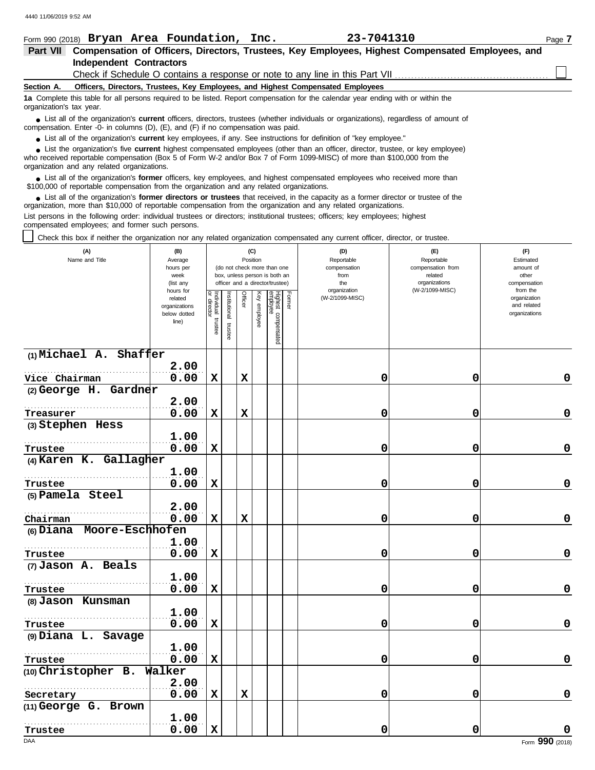Form 990 (2018) **Bryan Area Foundation, Inc.** **23-7041310**

## Part VII Compensation of Officers, Directors, Trustees, Key Employees, Highest Compensated Employees, and Independent Contractors

Check if Schedule O contains a response or note to any line in this Part VII ☐

### Section A. Officers, Directors, Trustees, Key Employees, and Highest Compensated Employees

**1a** Complete this table for all persons required to be listed. Report compensation for the calendar year ending with or within the organization's tax year.

- List all of the organization's **current** officers, directors, trustees (whether individuals or organizations), regardless of amount of compensation. Enter -0- in columns (D), (E), and (F) if no compensation was paid.
- List all of the organization's **current** key employees, if any. See instructions for definition of "key employee."
- List the organization's five **current** highest compensated employees (other than an officer, director, trustee, or key employee) who received reportable compensation (Box 5 of Form W-2 and/or Box 7 of Form 1099-MISC) of more than $100,000 from the organization and any related organizations.
- List all of the organization's **former** officers, key employees, and highest compensated employees who received more than $100,000 of reportable compensation from the organization and any related organizations.
- List all of the organization's **former directors or trustees** that received, in the capacity as a former director or trustee of the organization, more than $10,000 of reportable compensation from the organization and any related organizations.

List persons in the following order: individual trustees or directors; institutional trustees; officers; key employees; highest compensated employees; and former such persons.

☐ Check this box if neither the organization nor any related organization compensated any current officer, director, or trustee.

| (A) Name and Title | (B) Average hours per week (list any hours for related organizations below dotted line) | (C) Position: Individual trustee or director | Institutional trustee | Officer | Key employee | Highest compensated employee | Former | (D) Reportable compensation from the organization (W-2/1099-MISC) | (E) Reportable compensation from related organizations (W-2/1099-MISC) | (F) Estimated amount of other compensation from the organization and related organizations |
|---|---|---|---|---|---|---|---|---|---|---|
| (1) Michael A. Shaffer<br>Vice Chairman | 2.00<br>0.00 | X | | X | | | | 0 | 0 | 0 |
| (2) George H. Gardner<br>Treasurer | 2.00<br>0.00 | X | | X | | | | 0 | 0 | 0 |
| (3) Stephen Hess<br>Trustee | 1.00<br>0.00 | X | | | | | | 0 | 0 | 0 |
| (4) Karen K. Gallagher<br>Trustee | 1.00<br>0.00 | X | | | | | | 0 | 0 | 0 |
| (5) Pamela Steel<br>Chairman | 2.00<br>0.00 | X | | X | | | | 0 | 0 | 0 |
| (6) Diana Moore-Eschhofen<br>Trustee | 1.00<br>0.00 | X | | | | | | 0 | 0 | 0 |
| (7) Jason A. Beals<br>Trustee | 1.00<br>0.00 | X | | | | | | 0 | 0 | 0 |
| (8) Jason Kunsman<br>Trustee | 1.00<br>0.00 | X | | | | | | 0 | 0 | 0 |
| (9) Diana L. Savage<br>Trustee | 1.00<br>0.00 | X | | | | | | 0 | 0 | 0 |
| (10) Christopher B. Walker<br>Secretary | 2.00<br>0.00 | X | | X | | | | 0 | 0 | 0 |
| (11) George G. Brown<br>Trustee | 1.00<br>0.00 | X | | | | | | 0 | 0 | 0 |

Form **990** (2018)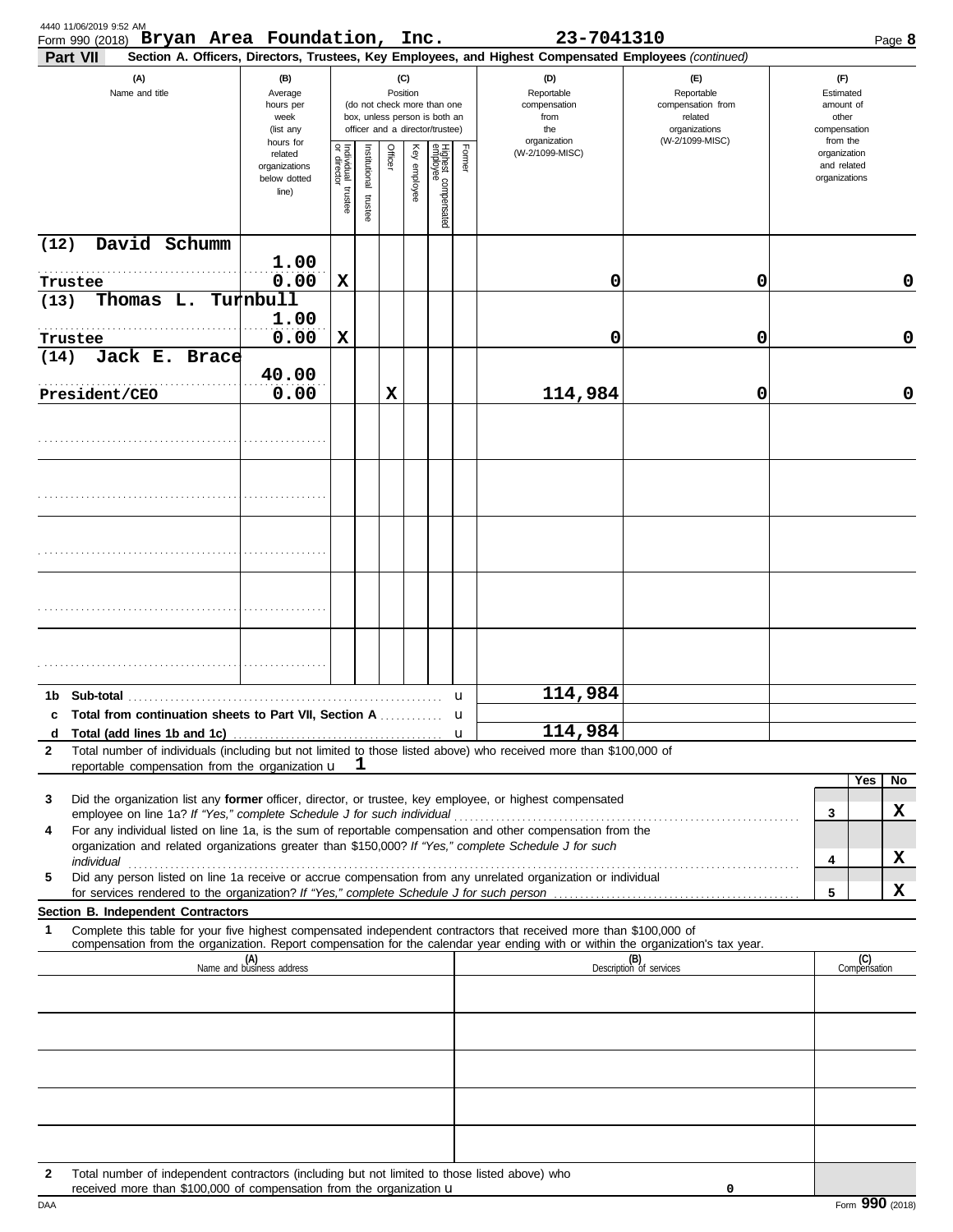Form 990 (2018) **Bryan Area Foundation, Inc.** **23-7041310** Page **8**

**Part VII** **Section A. Officers, Directors, Trustees, Key Employees, and Highest Compensated Employees** *(continued)*

| (A) Name and title | (B) Average hours per week (list any hours for related organizations below dotted line) | (C) Position: Individual trustee or director | Institutional trustee | Officer | Key employee | Highest compensated employee | Former | (D) Reportable compensation from the organization (W-2/1099-MISC) | (E) Reportable compensation from related organizations (W-2/1099-MISC) | (F) Estimated amount of other compensation from the organization and related organizations |
|---|---|---|---|---|---|---|---|---|---|---|
| (12) David Schumm<br>Trustee | 1.00<br>0.00 | X | | | | | | 0 | 0 | 0 |
| (13) Thomas L. Turnbull<br>Trustee | 1.00<br>0.00 | X | | | | | | 0 | 0 | 0 |
| (14) Jack E. Brace<br>President/CEO | 40.00<br>0.00 | | | X | | | | 114,984 | 0 | 0 |
| | | | | | | | | | | |
| | | | | | | | | | | |
| | | | | | | | | | | |
| | | | | | | | | | | |
| | | | | | | | | | | |

| | | (D) | (E) | (F) |
|---|---|---|---|---|
| **1b** | **Sub-total** | 114,984 | | |
| **c** | **Total from continuation sheets to Part VII, Section A** | | | |
| **d** | **Total (add lines 1b and 1c)** | 114,984 | | |

**2** Total number of individuals (including but not limited to those listed above) who received more than $100,000 of reportable compensation from the organization **1**

| | | | Yes | No |
|---|---|---|---|---|
| **3** | Did the organization list any **former** officer, director, or trustee, key employee, or highest compensated employee on line 1a? *If "Yes," complete Schedule J for such individual* | 3 | | X |
| **4** | For any individual listed on line 1a, is the sum of reportable compensation and other compensation from the organization and related organizations greater than $150,000? *If "Yes," complete Schedule J for such individual* | 4 | | X |
| **5** | Did any person listed on line 1a receive or accrue compensation from any unrelated organization or individual for services rendered to the organization? *If "Yes," complete Schedule J for such person* | 5 | | X |

**Section B. Independent Contractors**

**1** Complete this table for your five highest compensated independent contractors that received more than $100,000 of compensation from the organization. Report compensation for the calendar year ending with or within the organization's tax year.

| (A) Name and business address | (B) Description of services | (C) Compensation |
|---|---|---|
| | | |
| | | |
| | | |
| | | |
| | | |

**2** Total number of independent contractors (including but not limited to those listed above) who received more than $100,000 of compensation from the organization **0**

Form **990** (2018)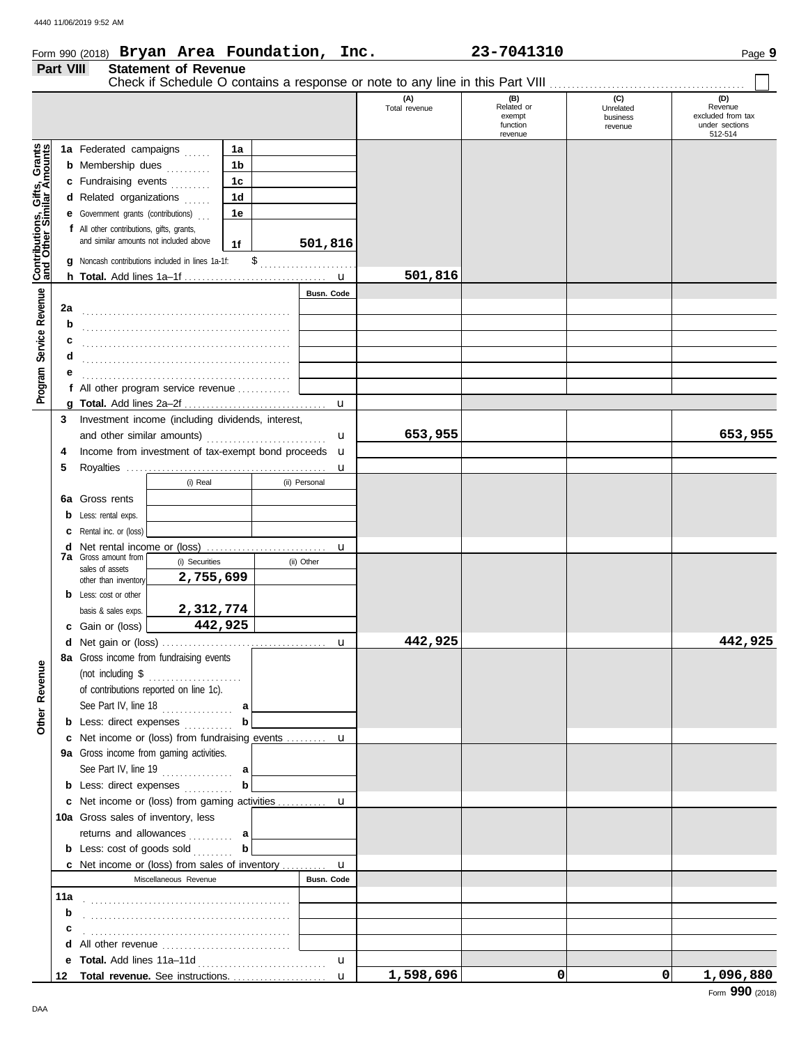Form 990 (2018) **Bryan Area Foundation, Inc.** **23-7041310** Page **9**

**Part VIII** **Statement of Revenue**

Check if Schedule O contains a response or note to any line in this Part VIII . . . . . . . . . . . . . . . . ☐

| | | | | (A) Total revenue | (B) Related or exempt function revenue | (C) Unrelated business revenue | (D) Revenue excluded from tax under sections 512-514 |
|---|---|---|---|---|---|---|---|
| **Contributions, Gifts, Grants and Other Similar Amounts** | 1a Federated campaigns | 1a | | | | | |
| | b Membership dues | 1b | | | | | |
| | c Fundraising events | 1c | | | | | |
| | d Related organizations | 1d | | | | | |
| | e Government grants (contributions) | 1e | | | | | |
| | f All other contributions, gifts, grants, and similar amounts not included above | 1f | 501,816 | | | | |
| | g Noncash contributions included in lines 1a-1f: $ | | | | | | |
| | h **Total.** Add lines 1a–1f | | | 501,816 | | | |
| **Program Service Revenue** | | | Busn. Code | | | | |
| | 2a | | | | | | |
| | b | | | | | | |
| | c | | | | | | |
| | d | | | | | | |
| | e | | | | | | |
| | f All other program service revenue | | | | | | |
| | g **Total.** Add lines 2a–2f | | | | | | |
| **Other Revenue** | 3 Investment income (including dividends, interest, and other similar amounts) | | | 653,955 | | | 653,955 |
| | 4 Income from investment of tax-exempt bond proceeds | | | | | | |
| | 5 Royalties | | | | | | |
| | | (i) Real | (ii) Personal | | | | |
| | 6a Gross rents | | | | | | |
| | b Less: rental exps. | | | | | | |
| | c Rental inc. or (loss) | | | | | | |
| | d Net rental income or (loss) | | | | | | |
| | 7a Gross amount from sales of assets other than inventory | (i) Securities 2,755,699 | (ii) Other | | | | |
| | b Less: cost or other basis & sales exps. | 2,312,774 | | | | | |
| | c Gain or (loss) | 442,925 | | | | | |
| | d Net gain or (loss) | | | 442,925 | | | 442,925 |
| | 8a Gross income from fundraising events (not including $ of contributions reported on line 1c). See Part IV, line 18 | a | | | | | |
| | b Less: direct expenses | b | | | | | |
| | c Net income or (loss) from fundraising events | | | | | | |
| | 9a Gross income from gaming activities. See Part IV, line 19 | a | | | | | |
| | b Less: direct expenses | b | | | | | |
| | c Net income or (loss) from gaming activities | | | | | | |
| | 10a Gross sales of inventory, less returns and allowances | a | | | | | |
| | b Less: cost of goods sold | b | | | | | |
| | c Net income or (loss) from sales of inventory | | | | | | |
| | Miscellaneous Revenue | | Busn. Code | | | | |
| | 11a | | | | | | |
| | b | | | | | | |
| | c | | | | | | |
| | d All other revenue | | | | | | |
| | e **Total.** Add lines 11a–11d | | | | | | |
| | 12 **Total revenue.** See instructions. | | | 1,598,696 | 0 | 0 | 1,096,880 |

Form **990** (2018)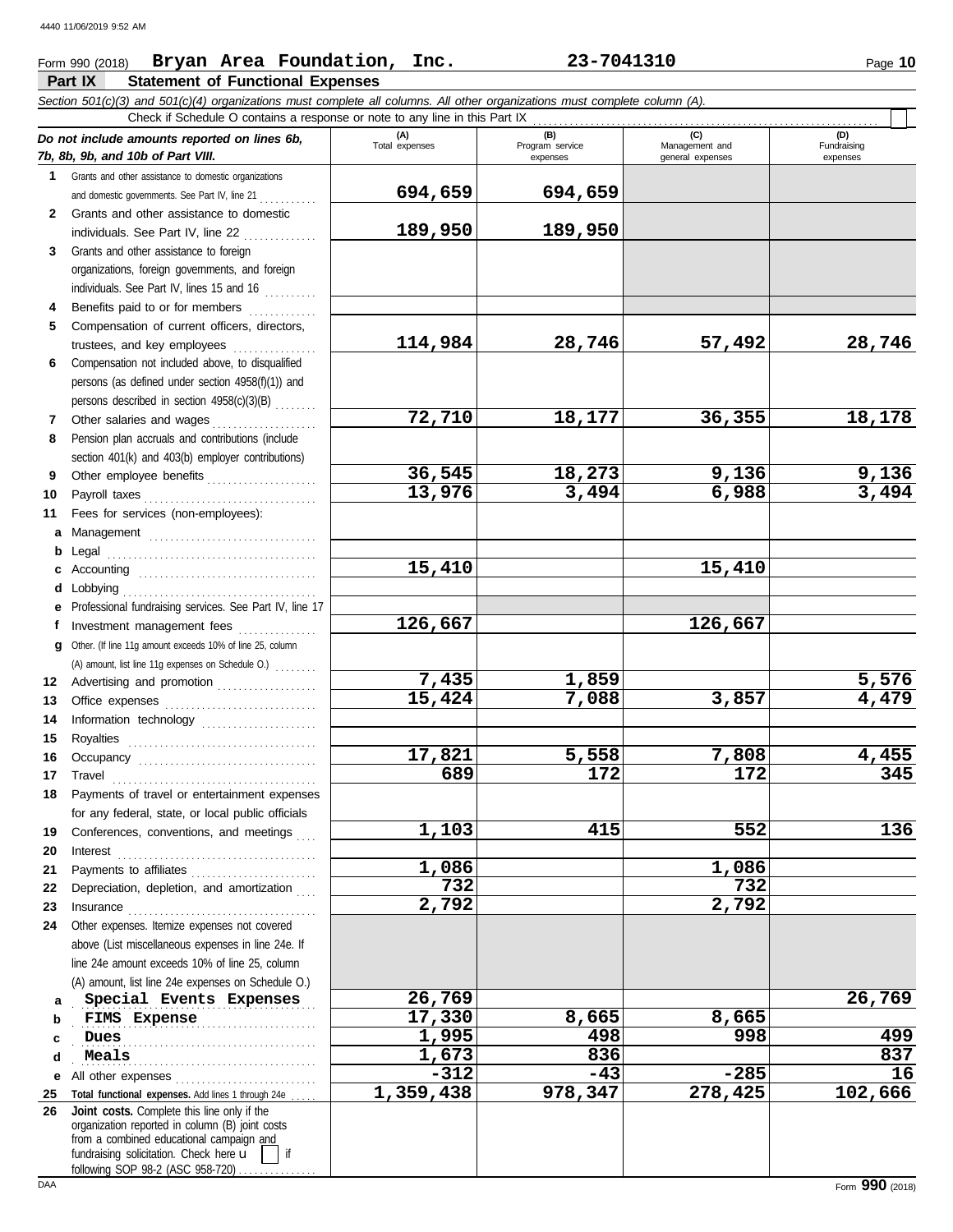Form 990 (2018) **Bryan Area Foundation, Inc.** **23-7041310**

## Part IX Statement of Functional Expenses

*Section 501(c)(3) and 501(c)(4) organizations must complete all columns. All other organizations must complete column (A).*

Check if Schedule O contains a response or note to any line in this Part IX

| *Do not include amounts reported on lines 6b, 7b, 8b, 9b, and 10b of Part VIII.* | (A) Total expenses | (B) Program service expenses | (C) Management and general expenses | (D) Fundraising expenses |
|---|---|---|---|---|
| **1** Grants and other assistance to domestic organizations and domestic governments. See Part IV, line 21 | 694,659 | 694,659 | | |
| **2** Grants and other assistance to domestic individuals. See Part IV, line 22 | 189,950 | 189,950 | | |
| **3** Grants and other assistance to foreign organizations, foreign governments, and foreign individuals. See Part IV, lines 15 and 16 | | | | |
| **4** Benefits paid to or for members | | | | |
| **5** Compensation of current officers, directors, trustees, and key employees | 114,984 | 28,746 | 57,492 | 28,746 |
| **6** Compensation not included above, to disqualified persons (as defined under section 4958(f)(1)) and persons described in section 4958(c)(3)(B) | | | | |
| **7** Other salaries and wages | 72,710 | 18,177 | 36,355 | 18,178 |
| **8** Pension plan accruals and contributions (include section 401(k) and 403(b) employer contributions) | | | | |
| **9** Other employee benefits | 36,545 | 18,273 | 9,136 | 9,136 |
| **10** Payroll taxes | 13,976 | 3,494 | 6,988 | 3,494 |
| **11** Fees for services (non-employees): | | | | |
| **a** Management | | | | |
| **b** Legal | | | | |
| **c** Accounting | 15,410 | | 15,410 | |
| **d** Lobbying | | | | |
| **e** Professional fundraising services. See Part IV, line 17 | | | | |
| **f** Investment management fees | 126,667 | | 126,667 | |
| **g** Other. (If line 11g amount exceeds 10% of line 25, column (A) amount, list line 11g expenses on Schedule O.) | | | | |
| **12** Advertising and promotion | 7,435 | 1,859 | | 5,576 |
| **13** Office expenses | 15,424 | 7,088 | 3,857 | 4,479 |
| **14** Information technology | | | | |
| **15** Royalties | | | | |
| **16** Occupancy | 17,821 | 5,558 | 7,808 | 4,455 |
| **17** Travel | 689 | 172 | 172 | 345 |
| **18** Payments of travel or entertainment expenses for any federal, state, or local public officials | | | | |
| **19** Conferences, conventions, and meetings | 1,103 | 415 | 552 | 136 |
| **20** Interest | | | | |
| **21** Payments to affiliates | 1,086 | | 1,086 | |
| **22** Depreciation, depletion, and amortization | 732 | | 732 | |
| **23** Insurance | 2,792 | | 2,792 | |
| **24** Other expenses. Itemize expenses not covered above (List miscellaneous expenses in line 24e. If line 24e amount exceeds 10% of line 25, column (A) amount, list line 24e expenses on Schedule O.) | | | | |
| **a** Special Events Expenses | 26,769 | | | 26,769 |
| **b** FIMS Expense | 17,330 | 8,665 | 8,665 | |
| **c** Dues | 1,995 | 498 | 998 | 499 |
| **d** Meals | 1,673 | 836 | | 837 |
| **e** All other expenses | -312 | -43 | -285 | 16 |
| **25** **Total functional expenses.** Add lines 1 through 24e | 1,359,438 | 978,347 | 278,425 | 102,666 |
| **26** **Joint costs.** Complete this line only if the organization reported in column (B) joint costs from a combined educational campaign and fundraising solicitation. Check here ☐ if following SOP 98-2 (ASC 958-720) | | | | |

DAA Form **990** (2018)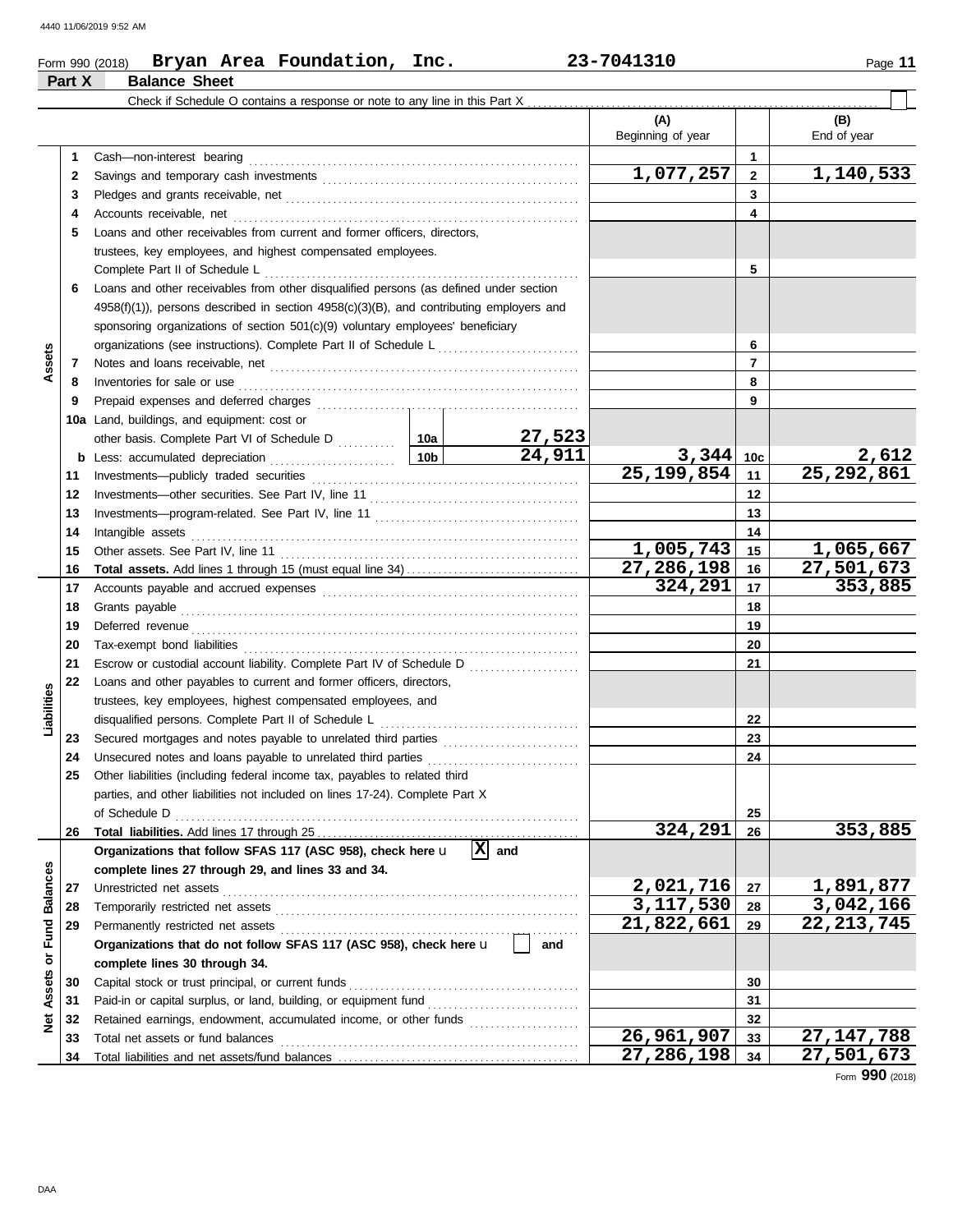Form 990 (2018) **Bryan Area Foundation, Inc.** **23-7041310** Page **11**

## Part X Balance Sheet

Check if Schedule O contains a response or note to any line in this Part X .......... ☐

| | | | | | (A) Beginning of year | | (B) End of year |
|---|---|---|---|---|---|---|---|
| **Assets** | 1 | Cash—non-interest bearing | | | | 1 | |
| | 2 | Savings and temporary cash investments | | | 1,077,257 | 2 | 1,140,533 |
| | 3 | Pledges and grants receivable, net | | | | 3 | |
| | 4 | Accounts receivable, net | | | | 4 | |
| | 5 | Loans and other receivables from current and former officers, directors, trustees, key employees, and highest compensated employees. Complete Part II of Schedule L | | | | 5 | |
| | 6 | Loans and other receivables from other disqualified persons (as defined under section 4958(f)(1)), persons described in section 4958(c)(3)(B), and contributing employers and sponsoring organizations of section 501(c)(9) voluntary employees' beneficiary organizations (see instructions). Complete Part II of Schedule L | | | | 6 | |
| | 7 | Notes and loans receivable, net | | | | 7 | |
| | 8 | Inventories for sale or use | | | | 8 | |
| | 9 | Prepaid expenses and deferred charges | | | | 9 | |
| | 10a | Land, buildings, and equipment: cost or other basis. Complete Part VI of Schedule D | 10a | 27,523 | | | |
| | b | Less: accumulated depreciation | 10b | 24,911 | 3,344 | 10c | 2,612 |
| | 11 | Investments—publicly traded securities | | | 25,199,854 | 11 | 25,292,861 |
| | 12 | Investments—other securities. See Part IV, line 11 | | | | 12 | |
| | 13 | Investments—program-related. See Part IV, line 11 | | | | 13 | |
| | 14 | Intangible assets | | | | 14 | |
| | 15 | Other assets. See Part IV, line 11 | | | 1,005,743 | 15 | 1,065,667 |
| | 16 | **Total assets.** Add lines 1 through 15 (must equal line 34) | | | 27,286,198 | 16 | 27,501,673 |
| **Liabilities** | 17 | Accounts payable and accrued expenses | | | 324,291 | 17 | 353,885 |
| | 18 | Grants payable | | | | 18 | |
| | 19 | Deferred revenue | | | | 19 | |
| | 20 | Tax-exempt bond liabilities | | | | 20 | |
| | 21 | Escrow or custodial account liability. Complete Part IV of Schedule D | | | | 21 | |
| | 22 | Loans and other payables to current and former officers, directors, trustees, key employees, highest compensated employees, and disqualified persons. Complete Part II of Schedule L | | | | 22 | |
| | 23 | Secured mortgages and notes payable to unrelated third parties | | | | 23 | |
| | 24 | Unsecured notes and loans payable to unrelated third parties | | | | 24 | |
| | 25 | Other liabilities (including federal income tax, payables to related third parties, and other liabilities not included on lines 17-24). Complete Part X of Schedule D | | | | 25 | |
| | 26 | **Total liabilities.** Add lines 17 through 25 | | | 324,291 | 26 | 353,885 |
| **Net Assets or Fund Balances** | | **Organizations that follow SFAS 117 (ASC 958), check here** ☒ **and complete lines 27 through 29, and lines 33 and 34.** | | | | | |
| | 27 | Unrestricted net assets | | | 2,021,716 | 27 | 1,891,877 |
| | 28 | Temporarily restricted net assets | | | 3,117,530 | 28 | 3,042,166 |
| | 29 | Permanently restricted net assets | | | 21,822,661 | 29 | 22,213,745 |
| | | **Organizations that do not follow SFAS 117 (ASC 958), check here** ☐ **and complete lines 30 through 34.** | | | | | |
| | 30 | Capital stock or trust principal, or current funds | | | | 30 | |
| | 31 | Paid-in or capital surplus, or land, building, or equipment fund | | | | 31 | |
| | 32 | Retained earnings, endowment, accumulated income, or other funds | | | | 32 | |
| | 33 | Total net assets or fund balances | | | 26,961,907 | 33 | 27,147,788 |
| | 34 | Total liabilities and net assets/fund balances | | | 27,286,198 | 34 | 27,501,673 |

Form **990** (2018)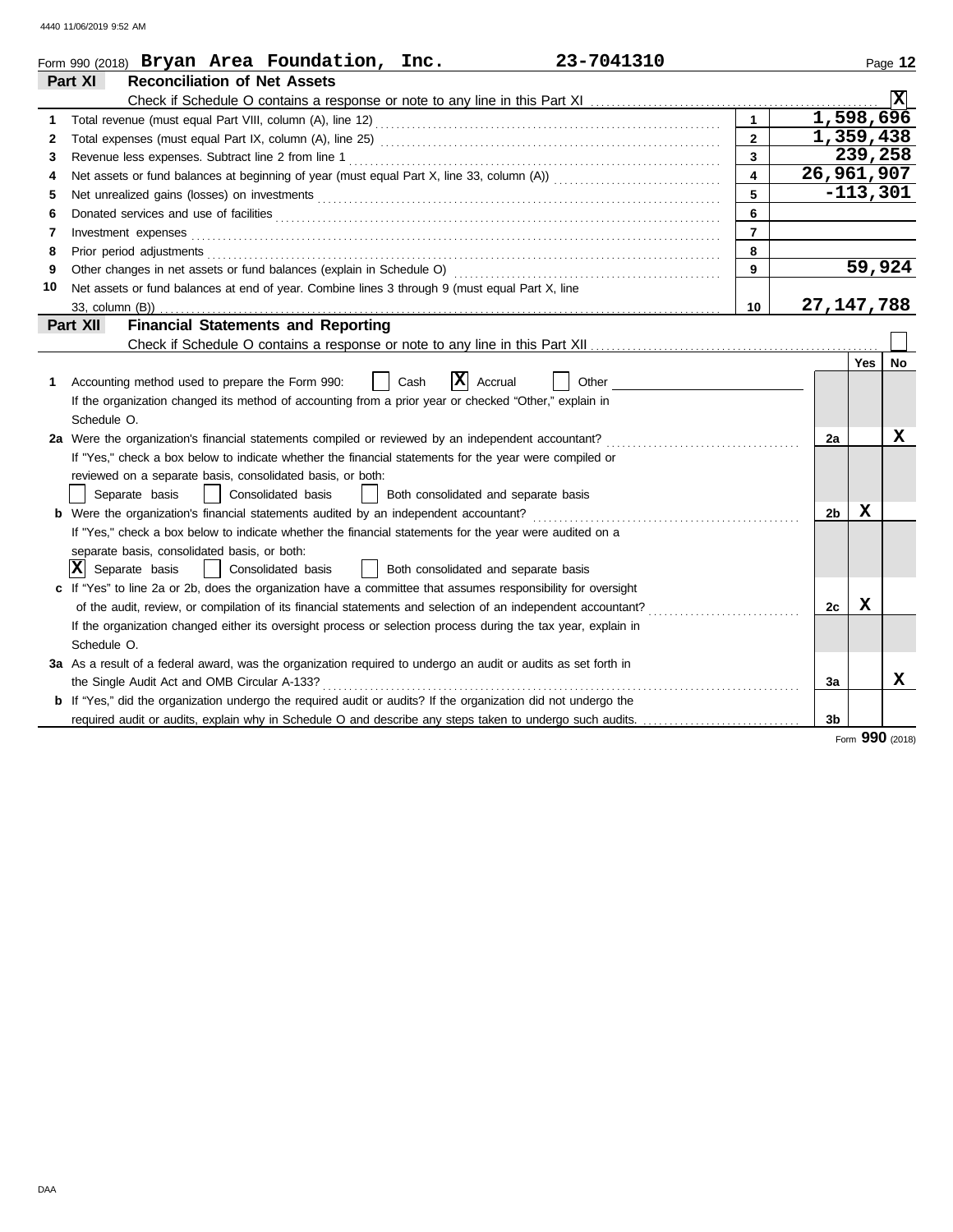Form 990 (2018) **Bryan Area Foundation, Inc.** **23-7041310** Page **12**

## Part XI — Reconciliation of Net Assets

Check if Schedule O contains a response or note to any line in this Part XI . . . . . . [X]

| | | | |
|---|---|---|---|
| 1 | Total revenue (must equal Part VIII, column (A), line 12) | 1 | 1,598,696 |
| 2 | Total expenses (must equal Part IX, column (A), line 25) | 2 | 1,359,438 |
| 3 | Revenue less expenses. Subtract line 2 from line 1 | 3 | 239,258 |
| 4 | Net assets or fund balances at beginning of year (must equal Part X, line 33, column (A)) | 4 | 26,961,907 |
| 5 | Net unrealized gains (losses) on investments | 5 | -113,301 |
| 6 | Donated services and use of facilities | 6 | |
| 7 | Investment expenses | 7 | |
| 8 | Prior period adjustments | 8 | |
| 9 | Other changes in net assets or fund balances (explain in Schedule O) | 9 | 59,924 |
| 10 | Net assets or fund balances at end of year. Combine lines 3 through 9 (must equal Part X, line 33, column (B)) | 10 | 27,147,788 |

## Part XII — Financial Statements and Reporting

Check if Schedule O contains a response or note to any line in this Part XII . . . . . . [ ]

| | | | Yes | No |
|---|---|---|---|---|
| 1 | Accounting method used to prepare the Form 990: [ ] Cash [X] Accrual [ ] Other<br>If the organization changed its method of accounting from a prior year or checked "Other," explain in Schedule O. | | | |
| 2a | Were the organization's financial statements compiled or reviewed by an independent accountant?<br>If "Yes," check a box below to indicate whether the financial statements for the year were compiled or reviewed on a separate basis, consolidated basis, or both:<br>[ ] Separate basis [ ] Consolidated basis [ ] Both consolidated and separate basis | 2a | | X |
| b | Were the organization's financial statements audited by an independent accountant?<br>If "Yes," check a box below to indicate whether the financial statements for the year were audited on a separate basis, consolidated basis, or both:<br>[X] Separate basis [ ] Consolidated basis [ ] Both consolidated and separate basis | 2b | X | |
| c | If "Yes" to line 2a or 2b, does the organization have a committee that assumes responsibility for oversight of the audit, review, or compilation of its financial statements and selection of an independent accountant?<br>If the organization changed either its oversight process or selection process during the tax year, explain in Schedule O. | 2c | X | |
| 3a | As a result of a federal award, was the organization required to undergo an audit or audits as set forth in the Single Audit Act and OMB Circular A-133? | 3a | | X |
| b | If "Yes," did the organization undergo the required audit or audits? If the organization did not undergo the required audit or audits, explain why in Schedule O and describe any steps taken to undergo such audits. | 3b | | |

Form **990** (2018)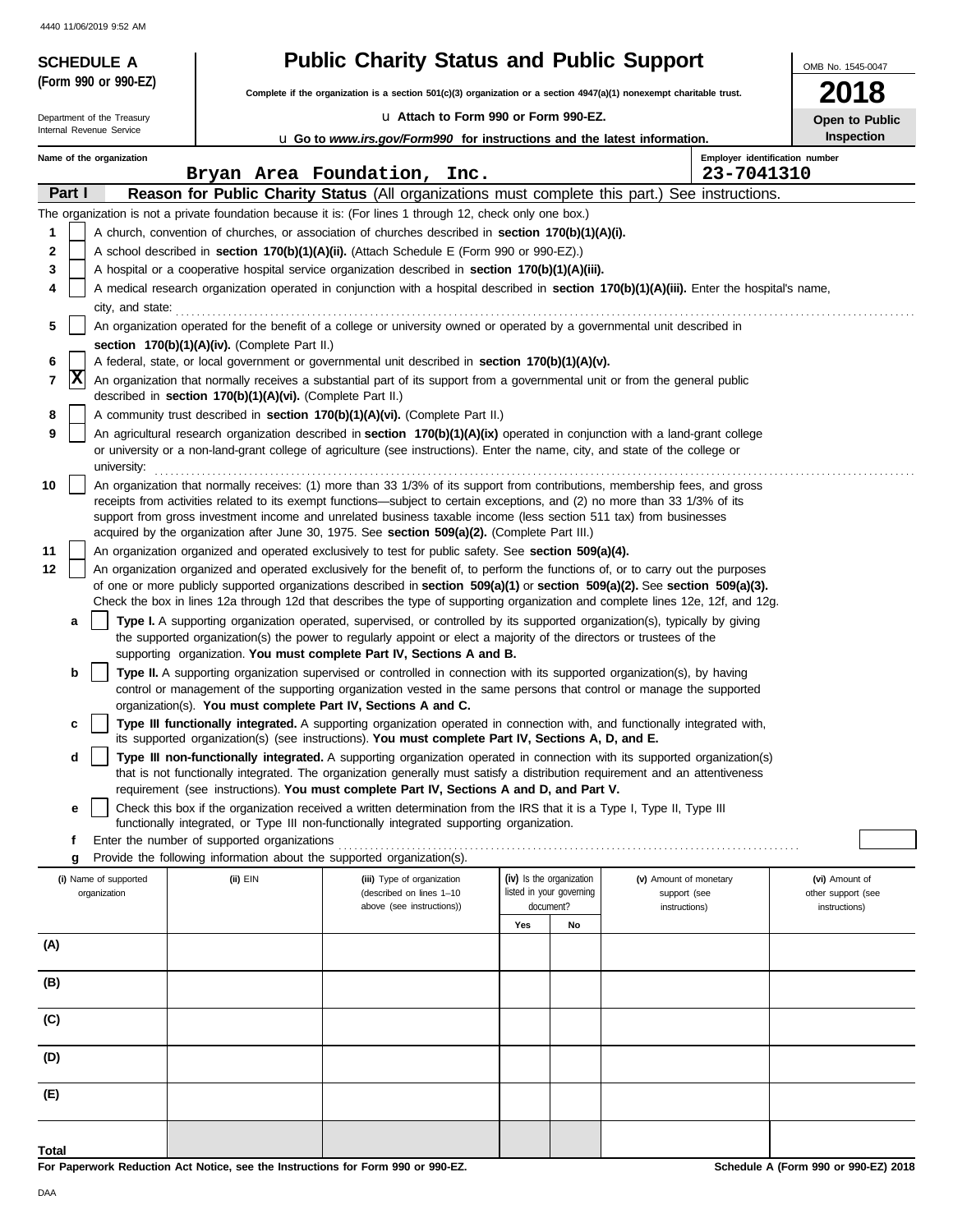4440 11/06/2019 9:52 AM

**SCHEDULE A**
**(Form 990 or 990-EZ)**

Department of the Treasury
Internal Revenue Service

# Public Charity Status and Public Support

**Complete if the organization is a section 501(c)(3) organization or a section 4947(a)(1) nonexempt charitable trust.**

u **Attach to Form 990 or Form 990-EZ.**

u **Go to *www.irs.gov/Form990* for instructions and the latest information.**

OMB No. 1545-0047

**2018**

**Open to Public Inspection**

**Name of the organization:** Bryan Area Foundation, Inc.

**Employer identification number:** 23-7041310

## Part I — Reason for Public Charity Status (All organizations must complete this part.) See instructions.

The organization is not a private foundation because it is: (For lines 1 through 12, check only one box.)

1. [ ] A church, convention of churches, or association of churches described in **section 170(b)(1)(A)(i).**
2. [ ] A school described in **section 170(b)(1)(A)(ii).** (Attach Schedule E (Form 990 or 990-EZ).)
3. [ ] A hospital or a cooperative hospital service organization described in **section 170(b)(1)(A)(iii).**
4. [ ] A medical research organization operated in conjunction with a hospital described in **section 170(b)(1)(A)(iii).** Enter the hospital's name, city, and state:
5. [ ] An organization operated for the benefit of a college or university owned or operated by a governmental unit described in **section 170(b)(1)(A)(iv).** (Complete Part II.)
6. [ ] A federal, state, or local government or governmental unit described in **section 170(b)(1)(A)(v).**
7. [X] An organization that normally receives a substantial part of its support from a governmental unit or from the general public described in **section 170(b)(1)(A)(vi).** (Complete Part II.)
8. [ ] A community trust described in **section 170(b)(1)(A)(vi).** (Complete Part II.)
9. [ ] An agricultural research organization described in **section 170(b)(1)(A)(ix)** operated in conjunction with a land-grant college or university or a non-land-grant college of agriculture (see instructions). Enter the name, city, and state of the college or university:
10. [ ] An organization that normally receives: (1) more than 33 1/3% of its support from contributions, membership fees, and gross receipts from activities related to its exempt functions—subject to certain exceptions, and (2) no more than 33 1/3% of its support from gross investment income and unrelated business taxable income (less section 511 tax) from businesses acquired by the organization after June 30, 1975. See **section 509(a)(2).** (Complete Part III.)
11. [ ] An organization organized and operated exclusively to test for public safety. See **section 509(a)(4).**
12. [ ] An organization organized and operated exclusively for the benefit of, to perform the functions of, or to carry out the purposes of one or more publicly supported organizations described in **section 509(a)(1)** or **section 509(a)(2).** See **section 509(a)(3).** Check the box in lines 12a through 12d that describes the type of supporting organization and complete lines 12e, 12f, and 12g.
   - **a** [ ] **Type I.** A supporting organization operated, supervised, or controlled by its supported organization(s), typically by giving the supported organization(s) the power to regularly appoint or elect a majority of the directors or trustees of the supporting organization. **You must complete Part IV, Sections A and B.**
   - **b** [ ] **Type II.** A supporting organization supervised or controlled in connection with its supported organization(s), by having control or management of the supporting organization vested in the same persons that control or manage the supported organization(s). **You must complete Part IV, Sections A and C.**
   - **c** [ ] **Type III functionally integrated.** A supporting organization operated in connection with, and functionally integrated with, its supported organization(s) (see instructions). **You must complete Part IV, Sections A, D, and E.**
   - **d** [ ] **Type III non-functionally integrated.** A supporting organization operated in connection with its supported organization(s) that is not functionally integrated. The organization generally must satisfy a distribution requirement and an attentiveness requirement (see instructions). **You must complete Part IV, Sections A and D, and Part V.**
   - **e** [ ] Check this box if the organization received a written determination from the IRS that it is a Type I, Type II, Type III functionally integrated, or Type III non-functionally integrated supporting organization.
   - **f** Enter the number of supported organizations
   - **g** Provide the following information about the supported organization(s).

| (i) Name of supported organization | (ii) EIN | (iii) Type of organization (described on lines 1–10 above (see instructions)) | (iv) Is the organization listed in your governing document? Yes | No | (v) Amount of monetary support (see instructions) | (vi) Amount of other support (see instructions) |
|---|---|---|---|---|---|---|
| (A) | | | | | | |
| (B) | | | | | | |
| (C) | | | | | | |
| (D) | | | | | | |
| (E) | | | | | | |
| **Total** | | | | | | |

**For Paperwork Reduction Act Notice, see the Instructions for Form 990 or 990-EZ.**

**Schedule A (Form 990 or 990-EZ) 2018**

DAA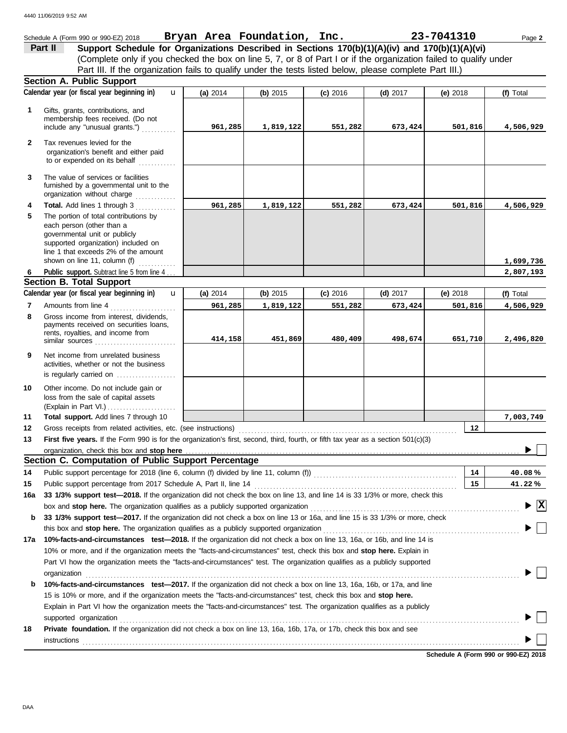Schedule A (Form 990 or 990-EZ) 2018 **Bryan Area Foundation, Inc.** **23-7041310** Page **2**

## Part II — Support Schedule for Organizations Described in Sections 170(b)(1)(A)(iv) and 170(b)(1)(A)(vi)

(Complete only if you checked the box on line 5, 7, or 8 of Part I or if the organization failed to qualify under Part III. If the organization fails to qualify under the tests listed below, please complete Part III.)

### Section A. Public Support

| | Calendar year (or fiscal year beginning in) | (a) 2014 | (b) 2015 | (c) 2016 | (d) 2017 | (e) 2018 | (f) Total |
|---|---|---|---|---|---|---|---|
| 1 | Gifts, grants, contributions, and membership fees received. (Do not include any "unusual grants.") | 961,285 | 1,819,122 | 551,282 | 673,424 | 501,816 | 4,506,929 |
| 2 | Tax revenues levied for the organization's benefit and either paid to or expended on its behalf | | | | | | |
| 3 | The value of services or facilities furnished by a governmental unit to the organization without charge | | | | | | |
| 4 | **Total.** Add lines 1 through 3 | 961,285 | 1,819,122 | 551,282 | 673,424 | 501,816 | 4,506,929 |
| 5 | The portion of total contributions by each person (other than a governmental unit or publicly supported organization) included on line 1 that exceeds 2% of the amount shown on line 11, column (f) | | | | | | 1,699,736 |
| 6 | **Public support.** Subtract line 5 from line 4 | | | | | | 2,807,193 |

### Section B. Total Support

| | Calendar year (or fiscal year beginning in) | (a) 2014 | (b) 2015 | (c) 2016 | (d) 2017 | (e) 2018 | (f) Total |
|---|---|---|---|---|---|---|---|
| 7 | Amounts from line 4 | 961,285 | 1,819,122 | 551,282 | 673,424 | 501,816 | 4,506,929 |
| 8 | Gross income from interest, dividends, payments received on securities loans, rents, royalties, and income from similar sources | 414,158 | 451,869 | 480,409 | 498,674 | 651,710 | 2,496,820 |
| 9 | Net income from unrelated business activities, whether or not the business is regularly carried on | | | | | | |
| 10 | Other income. Do not include gain or loss from the sale of capital assets (Explain in Part VI.) | | | | | | |
| 11 | **Total support.** Add lines 7 through 10 | | | | | | 7,003,749 |

12 Gross receipts from related activities, etc. (see instructions) | 12 |

13 **First five years.** If the Form 990 is for the organization's first, second, third, fourth, or fifth tax year as a section 501(c)(3) organization, check this box and **stop here** ☐

### Section C. Computation of Public Support Percentage

14 Public support percentage for 2018 (line 6, column (f) divided by line 11, column (f)) | 14 | **40.08 %**

15 Public support percentage from 2017 Schedule A, Part II, line 14 | 15 | **41.22 %**

**16a 33 1/3% support test—2018.** If the organization did not check the box on line 13, and line 14 is 33 1/3% or more, check this box and **stop here.** The organization qualifies as a publicly supported organization ☒

**b 33 1/3% support test—2017.** If the organization did not check a box on line 13 or 16a, and line 15 is 33 1/3% or more, check this box and **stop here.** The organization qualifies as a publicly supported organization ☐

**17a 10%-facts-and-circumstances test—2018.** If the organization did not check a box on line 13, 16a, or 16b, and line 14 is 10% or more, and if the organization meets the "facts-and-circumstances" test, check this box and **stop here.** Explain in Part VI how the organization meets the "facts-and-circumstances" test. The organization qualifies as a publicly supported organization ☐

**b 10%-facts-and-circumstances test—2017.** If the organization did not check a box on line 13, 16a, 16b, or 17a, and line 15 is 10% or more, and if the organization meets the "facts-and-circumstances" test, check this box and **stop here.** Explain in Part VI how the organization meets the "facts-and-circumstances" test. The organization qualifies as a publicly supported organization ☐

**18 Private foundation.** If the organization did not check a box on line 13, 16a, 16b, 17a, or 17b, check this box and see instructions ☐

**Schedule A (Form 990 or 990-EZ) 2018**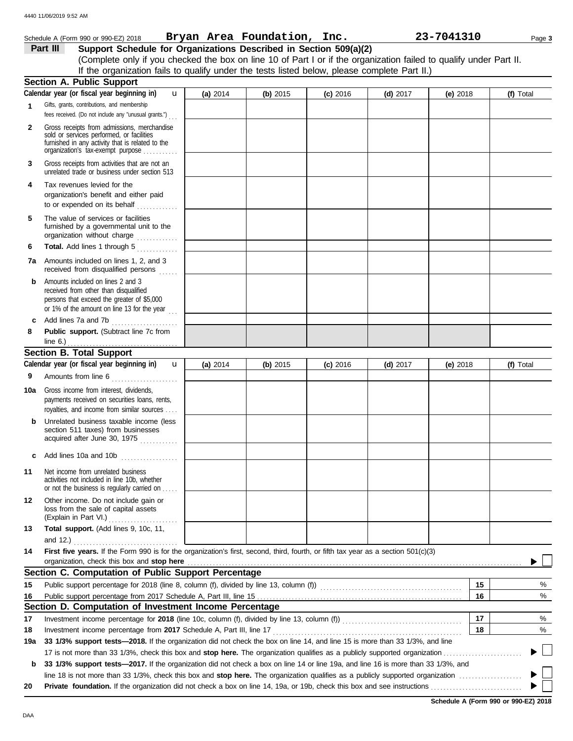Schedule A (Form 990 or 990-EZ) 2018 **Bryan Area Foundation, Inc.** **23-7041310**

**Part III** **Support Schedule for Organizations Described in Section 509(a)(2)**

(Complete only if you checked the box on line 10 of Part I or if the organization failed to qualify under Part II. If the organization fails to qualify under the tests listed below, please complete Part II.)

## Section A. Public Support

| Calendar year (or fiscal year beginning in) | (a) 2014 | (b) 2015 | (c) 2016 | (d) 2017 | (e) 2018 | (f) Total |
|---|---|---|---|---|---|---|
| **1** Gifts, grants, contributions, and membership fees received. (Do not include any "unusual grants.") | | | | | | |
| **2** Gross receipts from admissions, merchandise sold or services performed, or facilities furnished in any activity that is related to the organization's tax-exempt purpose | | | | | | |
| **3** Gross receipts from activities that are not an unrelated trade or business under section 513 | | | | | | |
| **4** Tax revenues levied for the organization's benefit and either paid to or expended on its behalf | | | | | | |
| **5** The value of services or facilities furnished by a governmental unit to the organization without charge | | | | | | |
| **6** **Total.** Add lines 1 through 5 | | | | | | |
| **7a** Amounts included on lines 1, 2, and 3 received from disqualified persons | | | | | | |
| **b** Amounts included on lines 2 and 3 received from other than disqualified persons that exceed the greater of $5,000 or 1% of the amount on line 13 for the year | | | | | | |
| **c** Add lines 7a and 7b | | | | | | |
| **8** **Public support.** (Subtract line 7c from line 6.) | | | | | | |

## Section B. Total Support

| Calendar year (or fiscal year beginning in) | (a) 2014 | (b) 2015 | (c) 2016 | (d) 2017 | (e) 2018 | (f) Total |
|---|---|---|---|---|---|---|
| **9** Amounts from line 6 | | | | | | |
| **10a** Gross income from interest, dividends, payments received on securities loans, rents, royalties, and income from similar sources | | | | | | |
| **b** Unrelated business taxable income (less section 511 taxes) from businesses acquired after June 30, 1975 | | | | | | |
| **c** Add lines 10a and 10b | | | | | | |
| **11** Net income from unrelated business activities not included in line 10b, whether or not the business is regularly carried on | | | | | | |
| **12** Other income. Do not include gain or loss from the sale of capital assets (Explain in Part VI.) | | | | | | |
| **13** **Total support.** (Add lines 9, 10c, 11, and 12.) | | | | | | |

**14** **First five years.** If the Form 990 is for the organization's first, second, third, fourth, or fifth tax year as a section 501(c)(3) organization, check this box and **stop here** ☐

## Section C. Computation of Public Support Percentage

| | | | |
|---|---|---|---|
| **15** | Public support percentage for 2018 (line 8, column (f), divided by line 13, column (f)) | 15 | % |
| **16** | Public support percentage from 2017 Schedule A, Part III, line 15 | 16 | % |

## Section D. Computation of Investment Income Percentage

| | | | |
|---|---|---|---|
| **17** | Investment income percentage for **2018** (line 10c, column (f), divided by line 13, column (f)) | 17 | % |
| **18** | Investment income percentage from **2017** Schedule A, Part III, line 17 | 18 | % |

**19a** **33 1/3% support tests—2018.** If the organization did not check the box on line 14, and line 15 is more than 33 1/3%, and line 17 is not more than 33 1/3%, check this box and **stop here.** The organization qualifies as a publicly supported organization ☐

**b** **33 1/3% support tests—2017.** If the organization did not check a box on line 14 or line 19a, and line 16 is more than 33 1/3%, and line 18 is not more than 33 1/3%, check this box and **stop here.** The organization qualifies as a publicly supported organization ☐

**20** **Private foundation.** If the organization did not check a box on line 14, 19a, or 19b, check this box and see instructions ☐

**Schedule A (Form 990 or 990-EZ) 2018**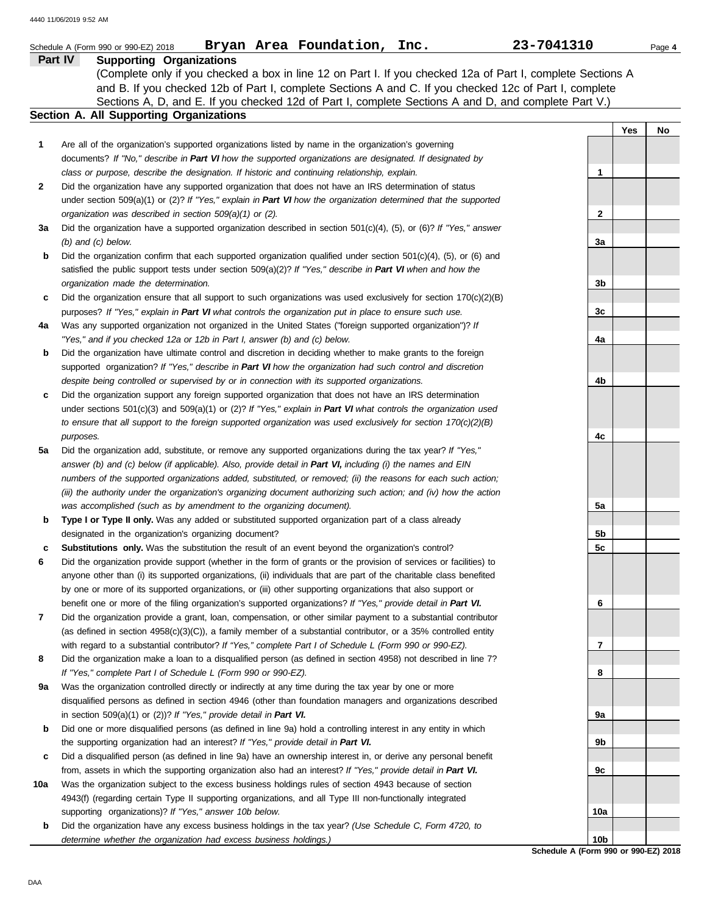Schedule A (Form 990 or 990-EZ) 2018 **Bryan Area Foundation, Inc.** **23-7041310**

## Part IV Supporting Organizations

(Complete only if you checked a box in line 12 on Part I. If you checked 12a of Part I, complete Sections A and B. If you checked 12b of Part I, complete Sections A and C. If you checked 12c of Part I, complete Sections A, D, and E. If you checked 12d of Part I, complete Sections A and D, and complete Part V.)

### Section A. All Supporting Organizations

| | | | Yes | No |
|---|---|---|---|---|
| **1** | Are all of the organization's supported organizations listed by name in the organization's governing documents? *If "No," describe in **Part VI** how the supported organizations are designated. If designated by class or purpose, describe the designation. If historic and continuing relationship, explain.* | 1 | | |
| **2** | Did the organization have any supported organization that does not have an IRS determination of status under section 509(a)(1) or (2)? *If "Yes," explain in **Part VI** how the organization determined that the supported organization was described in section 509(a)(1) or (2).* | 2 | | |
| **3a** | Did the organization have a supported organization described in section 501(c)(4), (5), or (6)? *If "Yes," answer (b) and (c) below.* | 3a | | |
| **b** | Did the organization confirm that each supported organization qualified under section 501(c)(4), (5), or (6) and satisfied the public support tests under section 509(a)(2)? *If "Yes," describe in **Part VI** when and how the organization made the determination.* | 3b | | |
| **c** | Did the organization ensure that all support to such organizations was used exclusively for section 170(c)(2)(B) purposes? *If "Yes," explain in **Part VI** what controls the organization put in place to ensure such use.* | 3c | | |
| **4a** | Was any supported organization not organized in the United States ("foreign supported organization")? *If "Yes," and if you checked 12a or 12b in Part I, answer (b) and (c) below.* | 4a | | |
| **b** | Did the organization have ultimate control and discretion in deciding whether to make grants to the foreign supported organization? *If "Yes," describe in **Part VI** how the organization had such control and discretion despite being controlled or supervised by or in connection with its supported organizations.* | 4b | | |
| **c** | Did the organization support any foreign supported organization that does not have an IRS determination under sections 501(c)(3) and 509(a)(1) or (2)? *If "Yes," explain in **Part VI** what controls the organization used to ensure that all support to the foreign supported organization was used exclusively for section 170(c)(2)(B) purposes.* | 4c | | |
| **5a** | Did the organization add, substitute, or remove any supported organizations during the tax year? *If "Yes," answer (b) and (c) below (if applicable). Also, provide detail in **Part VI,** including (i) the names and EIN numbers of the supported organizations added, substituted, or removed; (ii) the reasons for each such action; (iii) the authority under the organization's organizing document authorizing such action; and (iv) how the action was accomplished (such as by amendment to the organizing document).* | 5a | | |
| **b** | **Type I or Type II only.** Was any added or substituted supported organization part of a class already designated in the organization's organizing document? | 5b | | |
| **c** | **Substitutions only.** Was the substitution the result of an event beyond the organization's control? | 5c | | |
| **6** | Did the organization provide support (whether in the form of grants or the provision of services or facilities) to anyone other than (i) its supported organizations, (ii) individuals that are part of the charitable class benefited by one or more of its supported organizations, or (iii) other supporting organizations that also support or benefit one or more of the filing organization's supported organizations? *If "Yes," provide detail in **Part VI.*** | 6 | | |
| **7** | Did the organization provide a grant, loan, compensation, or other similar payment to a substantial contributor (as defined in section 4958(c)(3)(C)), a family member of a substantial contributor, or a 35% controlled entity with regard to a substantial contributor? *If "Yes," complete Part I of Schedule L (Form 990 or 990-EZ).* | 7 | | |
| **8** | Did the organization make a loan to a disqualified person (as defined in section 4958) not described in line 7? *If "Yes," complete Part I of Schedule L (Form 990 or 990-EZ).* | 8 | | |
| **9a** | Was the organization controlled directly or indirectly at any time during the tax year by one or more disqualified persons as defined in section 4946 (other than foundation managers and organizations described in section 509(a)(1) or (2))? *If "Yes," provide detail in **Part VI.*** | 9a | | |
| **b** | Did one or more disqualified persons (as defined in line 9a) hold a controlling interest in any entity in which the supporting organization had an interest? *If "Yes," provide detail in **Part VI.*** | 9b | | |
| **c** | Did a disqualified person (as defined in line 9a) have an ownership interest in, or derive any personal benefit from, assets in which the supporting organization also had an interest? *If "Yes," provide detail in **Part VI.*** | 9c | | |
| **10a** | Was the organization subject to the excess business holdings rules of section 4943 because of section 4943(f) (regarding certain Type II supporting organizations, and all Type III non-functionally integrated supporting organizations)? *If "Yes," answer 10b below.* | 10a | | |
| **b** | Did the organization have any excess business holdings in the tax year? *(Use Schedule C, Form 4720, to determine whether the organization had excess business holdings.)* | 10b | | |

**Schedule A (Form 990 or 990-EZ) 2018**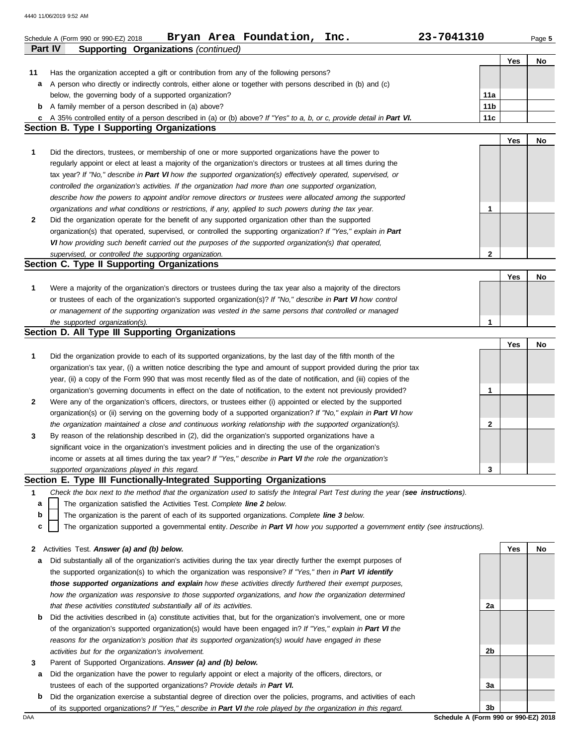Schedule A (Form 990 or 990-EZ) 2018 **Bryan Area Foundation, Inc.** **23-7041310** Page **5**

**Part IV Supporting Organizations** *(continued)*

| | | | Yes | No |
|---|---|---|---|---|
| **11** | Has the organization accepted a gift or contribution from any of the following persons? | | | |
| **a** | A person who directly or indirectly controls, either alone or together with persons described in (b) and (c) below, the governing body of a supported organization? | **11a** | | |
| **b** | A family member of a person described in (a) above? | **11b** | | |
| **c** | A 35% controlled entity of a person described in (a) or (b) above? *If "Yes" to a, b, or c, provide detail in* ***Part VI.*** | **11c** | | |

## Section B. Type I Supporting Organizations

| | | | Yes | No |
|---|---|---|---|---|
| **1** | Did the directors, trustees, or membership of one or more supported organizations have the power to regularly appoint or elect at least a majority of the organization's directors or trustees at all times during the tax year? *If "No," describe in* ***Part VI*** *how the supported organization(s) effectively operated, supervised, or controlled the organization's activities. If the organization had more than one supported organization, describe how the powers to appoint and/or remove directors or trustees were allocated among the supported organizations and what conditions or restrictions, if any, applied to such powers during the tax year.* | **1** | | |
| **2** | Did the organization operate for the benefit of any supported organization other than the supported organization(s) that operated, supervised, or controlled the supporting organization? *If "Yes," explain in* ***Part VI*** *how providing such benefit carried out the purposes of the supported organization(s) that operated, supervised, or controlled the supporting organization.* | **2** | | |

## Section C. Type II Supporting Organizations

| | | | Yes | No |
|---|---|---|---|---|
| **1** | Were a majority of the organization's directors or trustees during the tax year also a majority of the directors or trustees of each of the organization's supported organization(s)? *If "No," describe in* ***Part VI*** *how control or management of the supporting organization was vested in the same persons that controlled or managed the supported organization(s).* | **1** | | |

## Section D. All Type III Supporting Organizations

| | | | Yes | No |
|---|---|---|---|---|
| **1** | Did the organization provide to each of its supported organizations, by the last day of the fifth month of the organization's tax year, (i) a written notice describing the type and amount of support provided during the prior tax year, (ii) a copy of the Form 990 that was most recently filed as of the date of notification, and (iii) copies of the organization's governing documents in effect on the date of notification, to the extent not previously provided? | **1** | | |
| **2** | Were any of the organization's officers, directors, or trustees either (i) appointed or elected by the supported organization(s) or (ii) serving on the governing body of a supported organization? *If "No," explain in* ***Part VI*** *how the organization maintained a close and continuous working relationship with the supported organization(s).* | **2** | | |
| **3** | By reason of the relationship described in (2), did the organization's supported organizations have a significant voice in the organization's investment policies and in directing the use of the organization's income or assets at all times during the tax year? *If "Yes," describe in* ***Part VI*** *the role the organization's supported organizations played in this regard.* | **3** | | |

## Section E. Type III Functionally-Integrated Supporting Organizations

**1** *Check the box next to the method that the organization used to satisfy the Integral Part Test during the year (**see instructions**).*

- **a** ☐ The organization satisfied the Activities Test. *Complete **line 2** below.*
- **b** ☐ The organization is the parent of each of its supported organizations. *Complete **line 3** below.*
- **c** ☐ The organization supported a governmental entity. *Describe in **Part VI** how you supported a government entity (see instructions).*

| | | | Yes | No |
|---|---|---|---|---|
| **2** | Activities Test. ***Answer (a) and (b) below.*** | | | |
| **a** | Did substantially all of the organization's activities during the tax year directly further the exempt purposes of the supported organization(s) to which the organization was responsive? *If "Yes," then in* ***Part VI identify those supported organizations and explain*** *how these activities directly furthered their exempt purposes, how the organization was responsive to those supported organizations, and how the organization determined that these activities constituted substantially all of its activities.* | **2a** | | |
| **b** | Did the activities described in (a) constitute activities that, but for the organization's involvement, one or more of the organization's supported organization(s) would have been engaged in? *If "Yes," explain in* ***Part VI*** *the reasons for the organization's position that its supported organization(s) would have engaged in these activities but for the organization's involvement.* | **2b** | | |
| **3** | Parent of Supported Organizations. ***Answer (a) and (b) below.*** | | | |
| **a** | Did the organization have the power to regularly appoint or elect a majority of the officers, directors, or trustees of each of the supported organizations? *Provide details in* ***Part VI.*** | **3a** | | |
| **b** | Did the organization exercise a substantial degree of direction over the policies, programs, and activities of each of its supported organizations? *If "Yes," describe in* ***Part VI*** *the role played by the organization in this regard.* | **3b** | | |

**Schedule A (Form 990 or 990-EZ) 2018**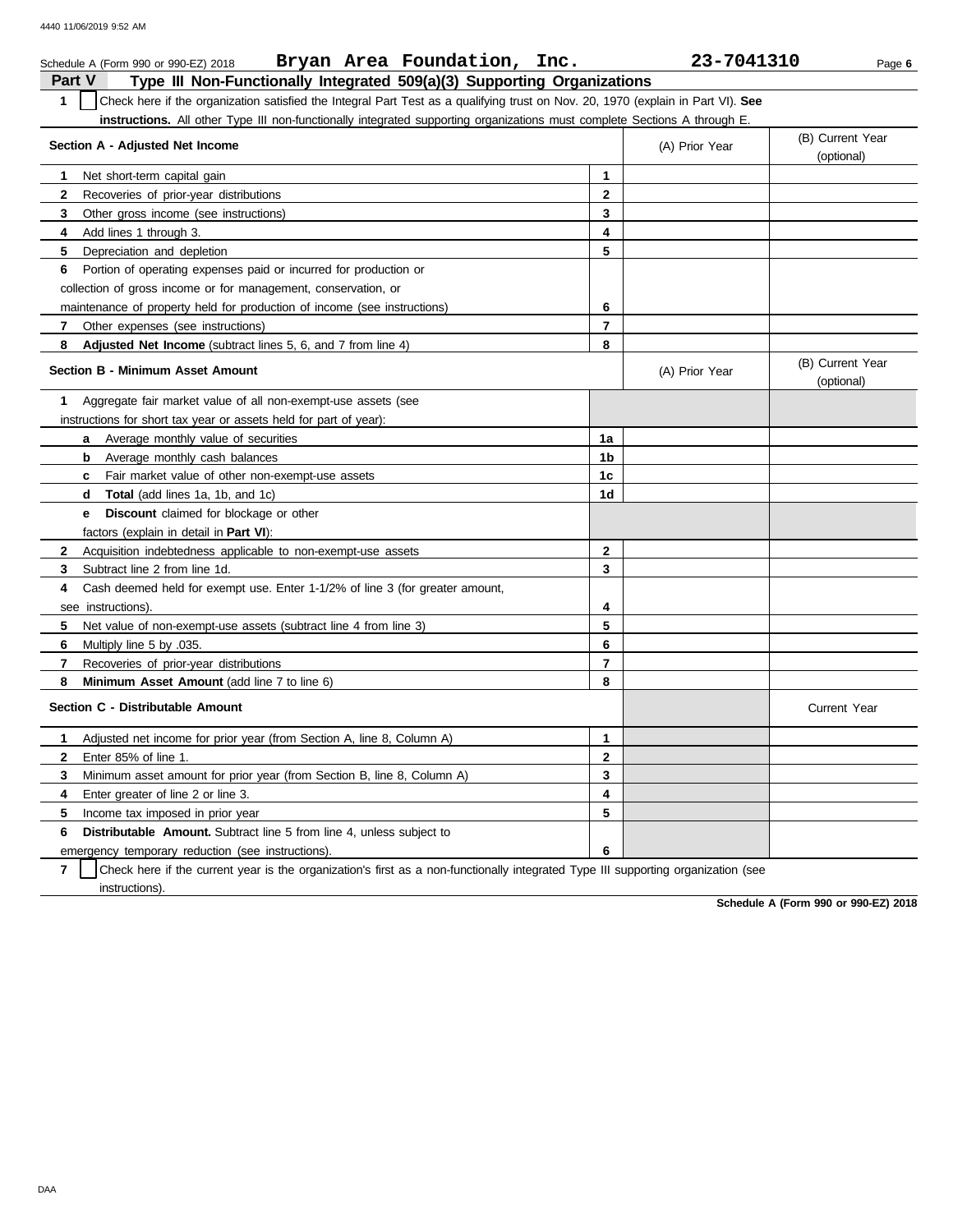Schedule A (Form 990 or 990-EZ) 2018 **Bryan Area Foundation, Inc.** **23-7041310** Page **6**

## Part V Type III Non-Functionally Integrated 509(a)(3) Supporting Organizations

**1** ☐ Check here if the organization satisfied the Integral Part Test as a qualifying trust on Nov. 20, 1970 (explain in Part VI). **See instructions.** All other Type III non-functionally integrated supporting organizations must complete Sections A through E.

| **Section A - Adjusted Net Income** | | (A) Prior Year | (B) Current Year (optional) |
|---|---|---|---|
| **1** Net short-term capital gain | 1 | | |
| **2** Recoveries of prior-year distributions | 2 | | |
| **3** Other gross income (see instructions) | 3 | | |
| **4** Add lines 1 through 3. | 4 | | |
| **5** Depreciation and depletion | 5 | | |
| **6** Portion of operating expenses paid or incurred for production or collection of gross income or for management, conservation, or maintenance of property held for production of income (see instructions) | 6 | | |
| **7** Other expenses (see instructions) | 7 | | |
| **8** **Adjusted Net Income** (subtract lines 5, 6, and 7 from line 4) | 8 | | |

| **Section B - Minimum Asset Amount** | | (A) Prior Year | (B) Current Year (optional) |
|---|---|---|---|
| **1** Aggregate fair market value of all non-exempt-use assets (see instructions for short tax year or assets held for part of year): | | | |
| **a** Average monthly value of securities | 1a | | |
| **b** Average monthly cash balances | 1b | | |
| **c** Fair market value of other non-exempt-use assets | 1c | | |
| **d** **Total** (add lines 1a, 1b, and 1c) | 1d | | |
| **e** **Discount** claimed for blockage or other factors (explain in detail in **Part VI**): | | | |
| **2** Acquisition indebtedness applicable to non-exempt-use assets | 2 | | |
| **3** Subtract line 2 from line 1d. | 3 | | |
| **4** Cash deemed held for exempt use. Enter 1-1/2% of line 3 (for greater amount, see instructions). | 4 | | |
| **5** Net value of non-exempt-use assets (subtract line 4 from line 3) | 5 | | |
| **6** Multiply line 5 by .035. | 6 | | |
| **7** Recoveries of prior-year distributions | 7 | | |
| **8** **Minimum Asset Amount** (add line 7 to line 6) | 8 | | |

| **Section C - Distributable Amount** | | | Current Year |
|---|---|---|---|
| **1** Adjusted net income for prior year (from Section A, line 8, Column A) | 1 | | |
| **2** Enter 85% of line 1. | 2 | | |
| **3** Minimum asset amount for prior year (from Section B, line 8, Column A) | 3 | | |
| **4** Enter greater of line 2 or line 3. | 4 | | |
| **5** Income tax imposed in prior year | 5 | | |
| **6** **Distributable Amount.** Subtract line 5 from line 4, unless subject to emergency temporary reduction (see instructions). | 6 | | |

**7** ☐ Check here if the current year is the organization's first as a non-functionally integrated Type III supporting organization (see instructions).

**Schedule A (Form 990 or 990-EZ) 2018**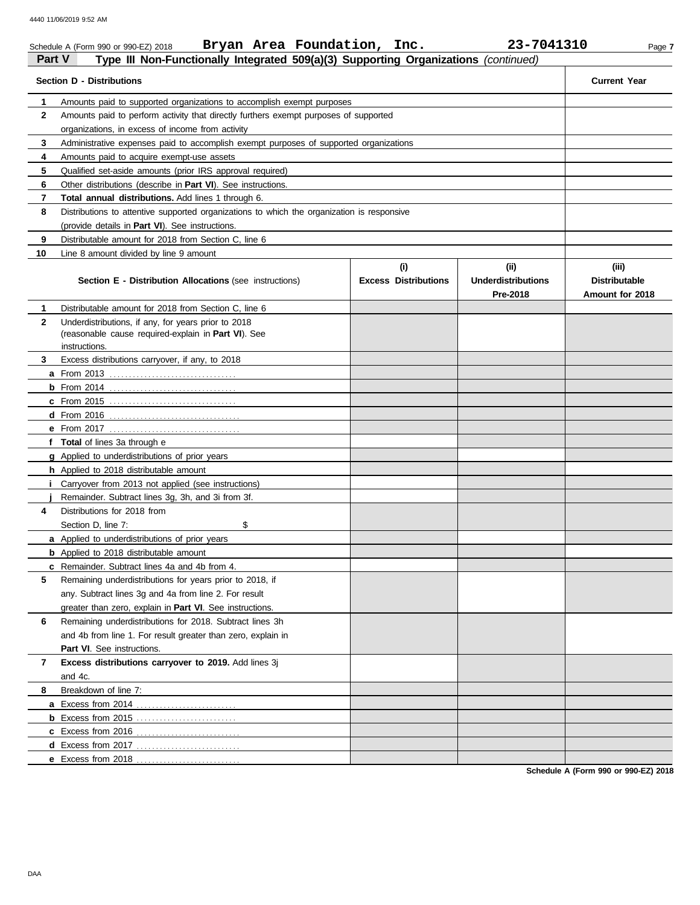Schedule A (Form 990 or 990-EZ) 2018 **Bryan Area Foundation, Inc.** **23-7041310**

## Part V — Type III Non-Functionally Integrated 509(a)(3) Supporting Organizations *(continued)*

| Section D - Distributions | | Current Year |
|---|---|---|
| 1 | Amounts paid to supported organizations to accomplish exempt purposes | |
| 2 | Amounts paid to perform activity that directly furthers exempt purposes of supported organizations, in excess of income from activity | |
| 3 | Administrative expenses paid to accomplish exempt purposes of supported organizations | |
| 4 | Amounts paid to acquire exempt-use assets | |
| 5 | Qualified set-aside amounts (prior IRS approval required) | |
| 6 | Other distributions (describe in **Part VI**). See instructions. | |
| 7 | **Total annual distributions.** Add lines 1 through 6. | |
| 8 | Distributions to attentive supported organizations to which the organization is responsive (provide details in **Part VI**). See instructions. | |
| 9 | Distributable amount for 2018 from Section C, line 6 | |
| 10 | Line 8 amount divided by line 9 amount | |

| | Section E - Distribution Allocations (see instructions) | (i) Excess Distributions | (ii) Underdistributions Pre-2018 | (iii) Distributable Amount for 2018 |
|---|---|---|---|---|
| 1 | Distributable amount for 2018 from Section C, line 6 | | | |
| 2 | Underdistributions, if any, for years prior to 2018 (reasonable cause required-explain in **Part VI**). See instructions. | | | |
| 3 | Excess distributions carryover, if any, to 2018 | | | |
| a | From 2013 | | | |
| b | From 2014 | | | |
| c | From 2015 | | | |
| d | From 2016 | | | |
| e | From 2017 | | | |
| f | **Total** of lines 3a through e | | | |
| g | Applied to underdistributions of prior years | | | |
| h | Applied to 2018 distributable amount | | | |
| i | Carryover from 2013 not applied (see instructions) | | | |
| j | Remainder. Subtract lines 3g, 3h, and 3i from 3f. | | | |
| 4 | Distributions for 2018 from Section D, line 7: $ | | | |
| a | Applied to underdistributions of prior years | | | |
| b | Applied to 2018 distributable amount | | | |
| c | Remainder. Subtract lines 4a and 4b from 4. | | | |
| 5 | Remaining underdistributions for years prior to 2018, if any. Subtract lines 3g and 4a from line 2. For result greater than zero, explain in **Part VI**. See instructions. | | | |
| 6 | Remaining underdistributions for 2018. Subtract lines 3h and 4b from line 1. For result greater than zero, explain in **Part VI**. See instructions. | | | |
| 7 | **Excess distributions carryover to 2019.** Add lines 3j and 4c. | | | |
| 8 | Breakdown of line 7: | | | |
| a | Excess from 2014 | | | |
| b | Excess from 2015 | | | |
| c | Excess from 2016 | | | |
| d | Excess from 2017 | | | |
| e | Excess from 2018 | | | |

**Schedule A (Form 990 or 990-EZ) 2018**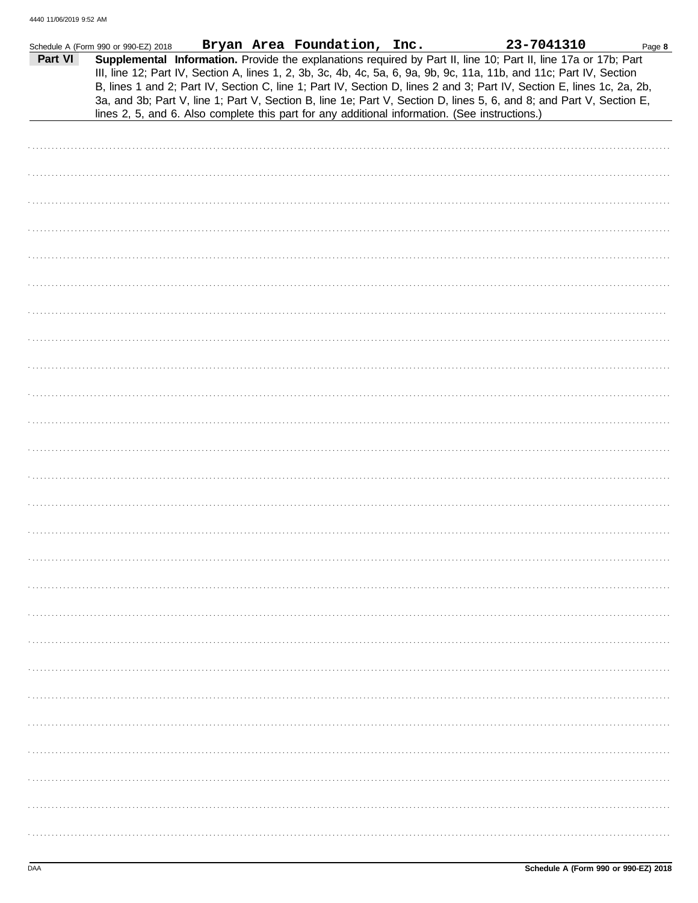Schedule A (Form 990 or 990-EZ) 2018 **Bryan Area Foundation, Inc.** **23-7041310** Page **8**

**Part VI** **Supplemental Information.** Provide the explanations required by Part II, line 10; Part II, line 17a or 17b; Part III, line 12; Part IV, Section A, lines 1, 2, 3b, 3c, 4b, 4c, 5a, 6, 9a, 9b, 9c, 11a, 11b, and 11c; Part IV, Section B, lines 1 and 2; Part IV, Section C, line 1; Part IV, Section D, lines 2 and 3; Part IV, Section E, lines 1c, 2a, 2b, 3a, and 3b; Part V, line 1; Part V, Section B, line 1e; Part V, Section D, lines 5, 6, and 8; and Part V, Section E, lines 2, 5, and 6. Also complete this part for any additional information. (See instructions.)

DAA **Schedule A (Form 990 or 990-EZ) 2018**